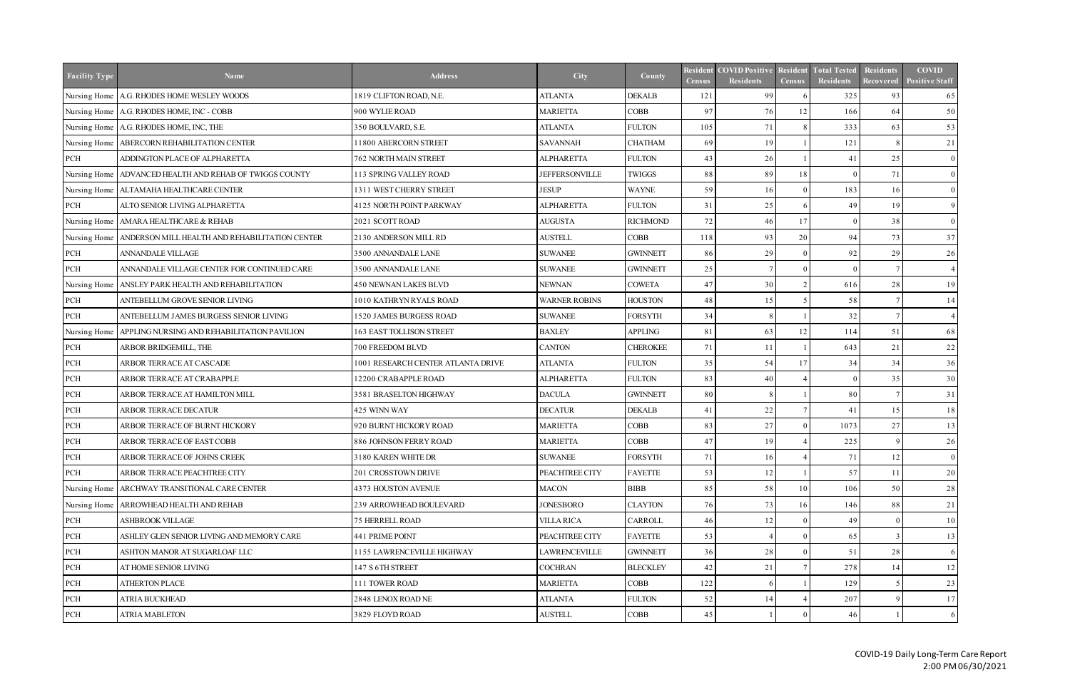| Facility Type | Name | Address | City | County | Resident Census | COVID Positive Residents | Resident Census | Total Tested Residents | Residents Recovered | COVID Positive Staff |
|---|---|---|---|---|---|---|---|---|---|---|
| Nursing Home | A.G. RHODES HOME WESLEY WOODS | 1819 CLIFTON ROAD, N.E. | ATLANTA | DEKALB | 121 | 99 | 6 | 325 | 93 | 65 |
| Nursing Home | A.G. RHODES HOME, INC - COBB | 900 WYLIE ROAD | MARIETTA | COBB | 97 | 76 | 12 | 166 | 64 | 50 |
| Nursing Home | A.G. RHODES HOME, INC, THE | 350 BOULVARD, S.E. | ATLANTA | FULTON | 105 | 71 | 8 | 333 | 63 | 53 |
| Nursing Home | ABERCORN REHABILITATION CENTER | 11800 ABERCORN STREET | SAVANNAH | CHATHAM | 69 | 19 | 1 | 121 | 8 | 21 |
| PCH | ADDINGTON PLACE OF ALPHARETTA | 762 NORTH MAIN STREET | ALPHARETTA | FULTON | 43 | 26 | 1 | 41 | 25 | 0 |
| Nursing Home | ADVANCED HEALTH AND REHAB OF TWIGGS COUNTY | 113 SPRING VALLEY ROAD | JEFFERSONVILLE | TWIGGS | 88 | 89 | 18 | 0 | 71 | 0 |
| Nursing Home | ALTAMAHA HEALTHCARE CENTER | 1311 WEST CHERRY STREET | JESUP | WAYNE | 59 | 16 | 0 | 183 | 16 | 0 |
| PCH | ALTO SENIOR LIVING ALPHARETTA | 4125 NORTH POINT PARKWAY | ALPHARETTA | FULTON | 31 | 25 | 6 | 49 | 19 | 9 |
| Nursing Home | AMARA HEALTHCARE & REHAB | 2021 SCOTT ROAD | AUGUSTA | RICHMOND | 72 | 46 | 17 | 0 | 38 | 0 |
| Nursing Home | ANDERSON MILL HEALTH AND REHABILITATION CENTER | 2130 ANDERSON MILL RD | AUSTELL | COBB | 118 | 93 | 20 | 94 | 73 | 37 |
| PCH | ANNANDALE VILLAGE | 3500 ANNANDALE LANE | SUWANEE | GWINNETT | 86 | 29 | 0 | 92 | 29 | 26 |
| PCH | ANNANDALE VILLAGE CENTER FOR CONTINUED CARE | 3500 ANNANDALE LANE | SUWANEE | GWINNETT | 25 | 7 | 0 | 0 | 7 | 4 |
| Nursing Home | ANSLEY PARK HEALTH AND REHABILITATION | 450 NEWNAN LAKES BLVD | NEWNAN | COWETA | 47 | 30 | 2 | 616 | 28 | 19 |
| PCH | ANTEBELLUM GROVE SENIOR LIVING | 1010 KATHRYN RYALS ROAD | WARNER ROBINS | HOUSTON | 48 | 15 | 5 | 58 | 7 | 14 |
| PCH | ANTEBELLUM JAMES BURGESS SENIOR LIVING | 1520 JAMES BURGESS ROAD | SUWANEE | FORSYTH | 34 | 8 | 1 | 32 | 7 | 4 |
| Nursing Home | APPLING NURSING AND REHABILITATION PAVILION | 163 EAST TOLLISON STREET | BAXLEY | APPLING | 81 | 63 | 12 | 114 | 51 | 68 |
| PCH | ARBOR BRIDGEMILL, THE | 700 FREEDOM BLVD | CANTON | CHEROKEE | 71 | 11 | 1 | 643 | 21 | 22 |
| PCH | ARBOR TERRACE AT CASCADE | 1001 RESEARCH CENTER ATLANTA DRIVE | ATLANTA | FULTON | 35 | 54 | 17 | 34 | 34 | 36 |
| PCH | ARBOR TERRACE AT CRABAPPLE | 12200 CRABAPPLE ROAD | ALPHARETTA | FULTON | 83 | 40 | 4 | 0 | 35 | 30 |
| PCH | ARBOR TERRACE AT HAMILTON MILL | 3581 BRASELTON HIGHWAY | DACULA | GWINNETT | 80 | 8 | 1 | 80 | 7 | 31 |
| PCH | ARBOR TERRACE DECATUR | 425 WINN WAY | DECATUR | DEKALB | 41 | 22 | 7 | 41 | 15 | 18 |
| PCH | ARBOR TERRACE OF BURNT HICKORY | 920 BURNT HICKORY ROAD | MARIETTA | COBB | 83 | 27 | 0 | 1073 | 27 | 13 |
| PCH | ARBOR TERRACE OF EAST COBB | 886 JOHNSON FERRY ROAD | MARIETTA | COBB | 47 | 19 | 4 | 225 | 9 | 26 |
| PCH | ARBOR TERRACE OF JOHNS CREEK | 3180 KAREN WHITE DR | SUWANEE | FORSYTH | 71 | 16 | 4 | 71 | 12 | 0 |
| PCH | ARBOR TERRACE PEACHTREE CITY | 201 CROSSTOWN DRIVE | PEACHTREE CITY | FAYETTE | 53 | 12 | 1 | 57 | 11 | 20 |
| Nursing Home | ARCHWAY TRANSITIONAL CARE CENTER | 4373 HOUSTON AVENUE | MACON | BIBB | 85 | 58 | 10 | 106 | 50 | 28 |
| Nursing Home | ARROWHEAD HEALTH AND REHAB | 239 ARROWHEAD BOULEVARD | JONESBORO | CLAYTON | 76 | 73 | 16 | 146 | 88 | 21 |
| PCH | ASHBROOK VILLAGE | 75 HERRELL ROAD | VILLA RICA | CARROLL | 46 | 12 | 0 | 49 | 0 | 10 |
| PCH | ASHLEY GLEN SENIOR LIVING AND MEMORY CARE | 441 PRIME POINT | PEACHTREE CITY | FAYETTE | 53 | 4 | 0 | 65 | 3 | 13 |
| PCH | ASHTON MANOR AT SUGARLOAF LLC | 1155 LAWRENCEVILLE HIGHWAY | LAWRENCEVILLE | GWINNETT | 36 | 28 | 0 | 51 | 28 | 6 |
| PCH | AT HOME SENIOR LIVING | 147 S 6TH STREET | COCHRAN | BLECKLEY | 42 | 21 | 7 | 278 | 14 | 12 |
| PCH | ATHERTON PLACE | 111 TOWER ROAD | MARIETTA | COBB | 122 | 6 | 1 | 129 | 5 | 23 |
| PCH | ATRIA BUCKHEAD | 2848 LENOX ROAD NE | ATLANTA | FULTON | 52 | 14 | 4 | 207 | 9 | 17 |
| PCH | ATRIA MABLETON | 3829 FLOYD ROAD | AUSTELL | COBB | 45 | 1 | 0 | 46 | 1 | 6 |

COVID-19 Daily Long-Term Care Report
2:00 PM 06/30/2021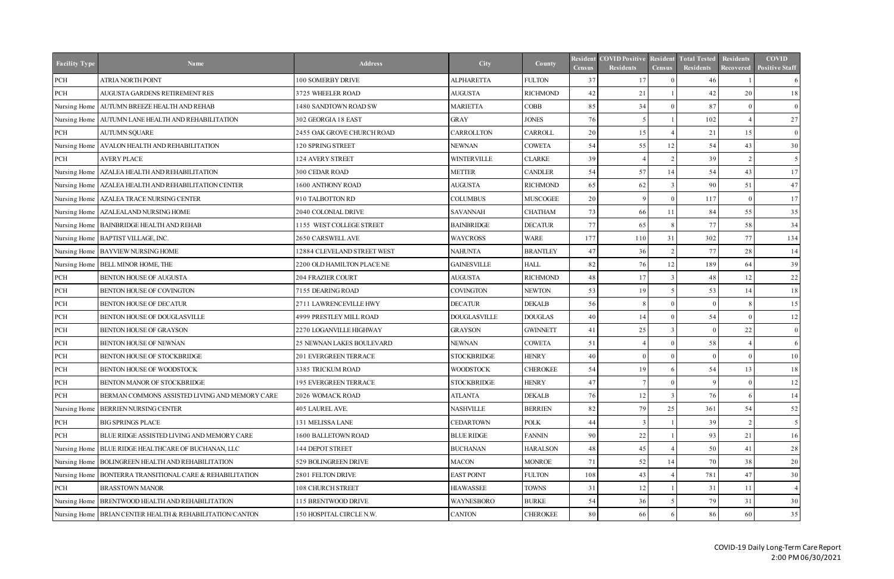| Facility Type | Name | Address | City | County | Resident Census | COVID Positive Residents | Resident Census | Total Tested Residents | Residents Recovered | COVID Positive Staff |
|---|---|---|---|---|---|---|---|---|---|---|
| PCH | ATRIA NORTH POINT | 100 SOMERBY DRIVE | ALPHARETTA | FULTON | 37 | 17 | 0 | 46 | 1 | 6 |
| PCH | AUGUSTA GARDENS RETIREMENT RES | 3725 WHEELER ROAD | AUGUSTA | RICHMOND | 42 | 21 | 1 | 42 | 20 | 18 |
| Nursing Home | AUTUMN BREEZE HEALTH AND REHAB | 1480 SANDTOWN ROAD SW | MARIETTA | COBB | 85 | 34 | 0 | 87 | 0 | 0 |
| Nursing Home | AUTUMN LANE HEALTH AND REHABILITATION | 302 GEORGIA 18 EAST | GRAY | JONES | 76 | 5 | 1 | 102 | 4 | 27 |
| PCH | AUTUMN SQUARE | 2455 OAK GROVE CHURCH ROAD | CARROLLTON | CARROLL | 20 | 15 | 4 | 21 | 15 | 0 |
| Nursing Home | AVALON HEALTH AND REHABILITATION | 120 SPRING STREET | NEWNAN | COWETA | 54 | 55 | 12 | 54 | 43 | 30 |
| PCH | AVERY PLACE | 124 AVERY STREET | WINTERVILLE | CLARKE | 39 | 4 | 2 | 39 | 2 | 5 |
| Nursing Home | AZALEA HEALTH AND REHABILITATION | 300 CEDAR ROAD | METTER | CANDLER | 54 | 57 | 14 | 54 | 43 | 17 |
| Nursing Home | AZALEA HEALTH AND REHABILITATION CENTER | 1600 ANTHONY ROAD | AUGUSTA | RICHMOND | 65 | 62 | 3 | 90 | 51 | 47 |
| Nursing Home | AZALEA TRACE NURSING CENTER | 910 TALBOTTON RD | COLUMBUS | MUSCOGEE | 20 | 9 | 0 | 117 | 0 | 17 |
| Nursing Home | AZALEALAND NURSING HOME | 2040 COLONIAL DRIVE | SAVANNAH | CHATHAM | 73 | 66 | 11 | 84 | 55 | 35 |
| Nursing Home | BAINBRIDGE HEALTH AND REHAB | 1155 WEST COLLEGE STREET | BAINBRIDGE | DECATUR | 77 | 65 | 8 | 77 | 58 | 34 |
| Nursing Home | BAPTIST VILLAGE, INC. | 2650 CARSWELL AVE | WAYCROSS | WARE | 177 | 110 | 31 | 302 | 77 | 134 |
| Nursing Home | BAYVIEW NURSING HOME | 12884 CLEVELAND STREET WEST | NAHUNTA | BRANTLEY | 47 | 36 | 2 | 77 | 28 | 14 |
| Nursing Home | BELL MINOR HOME, THE | 2200 OLD HAMILTON PLACE NE | GAINESVILLE | HALL | 82 | 76 | 12 | 189 | 64 | 39 |
| PCH | BENTON HOUSE OF AUGUSTA | 204 FRAZIER COURT | AUGUSTA | RICHMOND | 48 | 17 | 3 | 48 | 12 | 22 |
| PCH | BENTON HOUSE OF COVINGTON | 7155 DEARING ROAD | COVINGTON | NEWTON | 53 | 19 | 5 | 53 | 14 | 18 |
| PCH | BENTON HOUSE OF DECATUR | 2711 LAWRENCEVILLE HWY | DECATUR | DEKALB | 56 | 8 | 0 | 0 | 8 | 15 |
| PCH | BENTON HOUSE OF DOUGLASVILLE | 4999 PRESTLEY MILL ROAD | DOUGLASVILLE | DOUGLAS | 40 | 14 | 0 | 54 | 0 | 12 |
| PCH | BENTON HOUSE OF GRAYSON | 2270 LOGANVILLE HIGHWAY | GRAYSON | GWINNETT | 41 | 25 | 3 | 0 | 22 | 0 |
| PCH | BENTON HOUSE OF NEWNAN | 25 NEWNAN LAKES BOULEVARD | NEWNAN | COWETA | 51 | 4 | 0 | 58 | 4 | 6 |
| PCH | BENTON HOUSE OF STOCKBRIDGE | 201 EVERGREEN TERRACE | STOCKBRIDGE | HENRY | 40 | 0 | 0 | 0 | 0 | 10 |
| PCH | BENTON HOUSE OF WOODSTOCK | 3385 TRICKUM ROAD | WOODSTOCK | CHEROKEE | 54 | 19 | 6 | 54 | 13 | 18 |
| PCH | BENTON MANOR OF STOCKBRIDGE | 195 EVERGREEN TERRACE | STOCKBRIDGE | HENRY | 47 | 7 | 0 | 9 | 0 | 12 |
| PCH | BERMAN COMMONS ASSISTED LIVING AND MEMORY CARE | 2026 WOMACK ROAD | ATLANTA | DEKALB | 76 | 12 | 3 | 76 | 6 | 14 |
| Nursing Home | BERRIEN NURSING CENTER | 405 LAUREL AVE. | NASHVILLE | BERRIEN | 82 | 79 | 25 | 361 | 54 | 52 |
| PCH | BIG SPRINGS PLACE | 131 MELISSA LANE | CEDARTOWN | POLK | 44 | 3 | 1 | 39 | 2 | 5 |
| PCH | BLUE RIDGE ASSISTED LIVING AND MEMORY CARE | 1600 BALLETOWN ROAD | BLUE RIDGE | FANNIN | 90 | 22 | 1 | 93 | 21 | 16 |
| Nursing Home | BLUE RIDGE HEALTHCARE OF BUCHANAN, LLC | 144 DEPOT STREET | BUCHANAN | HARALSON | 48 | 45 | 4 | 50 | 41 | 28 |
| Nursing Home | BOLINGREEN HEALTH AND REHABILITATION | 529 BOLINGREEN DRIVE | MACON | MONROE | 71 | 52 | 14 | 70 | 38 | 20 |
| Nursing Home | BONTERRA TRANSITIONAL CARE & REHABILITATION | 2801 FELTON DRIVE | EAST POINT | FULTON | 108 | 43 | 4 | 781 | 47 | 30 |
| PCH | BRASSTOWN MANOR | 108 CHURCH STREET | HIAWASSEE | TOWNS | 31 | 12 | 1 | 31 | 11 | 4 |
| Nursing Home | BRENTWOOD HEALTH AND REHABILITATION | 115 BRENTWOOD DRIVE | WAYNESBORO | BURKE | 54 | 36 | 5 | 79 | 31 | 30 |
| Nursing Home | BRIAN CENTER HEALTH & REHABILITATION/CANTON | 150 HOSPITAL CIRCLE N.W. | CANTON | CHEROKEE | 80 | 66 | 6 | 86 | 60 | 35 |

COVID-19 Daily Long-Term Care Report
2:00 PM 06/30/2021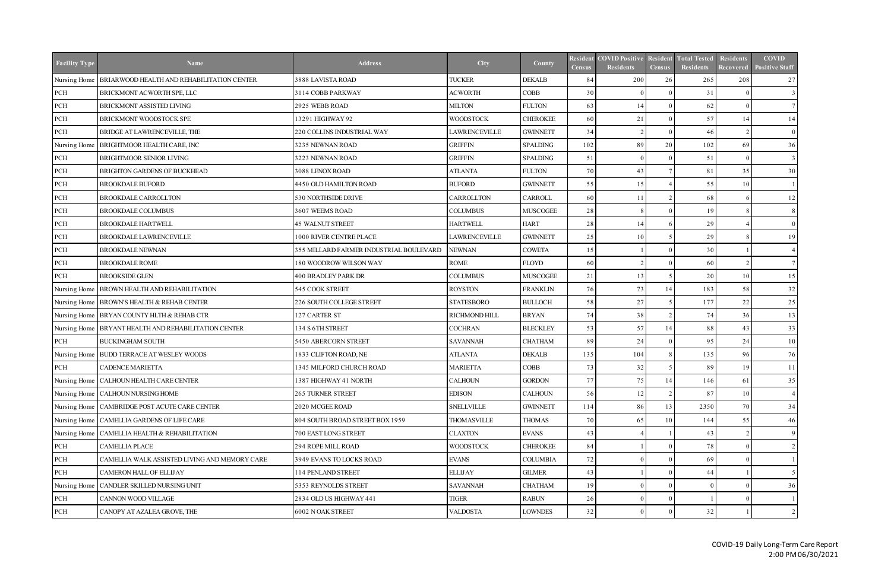| Facility Type | Name | Address | City | County | Resident Census | COVID Positive Residents | Resident Census | Total Tested Residents | Residents Recovered | COVID Positive Staff |
|---|---|---|---|---|---|---|---|---|---|---|
| Nursing Home | BRIARWOOD HEALTH AND REHABILITATION CENTER | 3888 LAVISTA ROAD | TUCKER | DEKALB | 84 | 200 | 26 | 265 | 208 | 27 |
| PCH | BRICKMONT ACWORTH SPE, LLC | 3114 COBB PARKWAY | ACWORTH | COBB | 30 | 0 | 0 | 31 | 0 | 3 |
| PCH | BRICKMONT ASSISTED LIVING | 2925 WEBB ROAD | MILTON | FULTON | 63 | 14 | 0 | 62 | 0 | 7 |
| PCH | BRICKMONT WOODSTOCK SPE | 13291 HIGHWAY 92 | WOODSTOCK | CHEROKEE | 60 | 21 | 0 | 57 | 14 | 14 |
| PCH | BRIDGE AT LAWRENCEVILLE, THE | 220 COLLINS INDUSTRIAL WAY | LAWRENCEVILLE | GWINNETT | 34 | 2 | 0 | 46 | 2 | 0 |
| Nursing Home | BRIGHTMOOR HEALTH CARE, INC | 3235 NEWNAN ROAD | GRIFFIN | SPALDING | 102 | 89 | 20 | 102 | 69 | 36 |
| PCH | BRIGHTMOOR SENIOR LIVING | 3223 NEWNAN ROAD | GRIFFIN | SPALDING | 51 | 0 | 0 | 51 | 0 | 3 |
| PCH | BRIGHTON GARDENS OF BUCKHEAD | 3088 LENOX ROAD | ATLANTA | FULTON | 70 | 43 | 7 | 81 | 35 | 30 |
| PCH | BROOKDALE BUFORD | 4450 OLD HAMILTON ROAD | BUFORD | GWINNETT | 55 | 15 | 4 | 55 | 10 | 1 |
| PCH | BROOKDALE CARROLLTON | 530 NORTHSIDE DRIVE | CARROLLTON | CARROLL | 60 | 11 | 2 | 68 | 6 | 12 |
| PCH | BROOKDALE COLUMBUS | 3607 WEEMS ROAD | COLUMBUS | MUSCOGEE | 28 | 8 | 0 | 19 | 8 | 8 |
| PCH | BROOKDALE HARTWELL | 45 WALNUT STREET | HARTWELL | HART | 28 | 14 | 6 | 29 | 4 | 0 |
| PCH | BROOKDALE LAWRENCEVILLE | 1000 RIVER CENTRE PLACE | LAWRENCEVILLE | GWINNETT | 25 | 10 | 5 | 29 | 8 | 19 |
| PCH | BROOKDALE NEWNAN | 355 MILLARD FARMER INDUSTRIAL BOULEVARD | NEWNAN | COWETA | 15 | 1 | 0 | 30 | 1 | 4 |
| PCH | BROOKDALE ROME | 180 WOODROW WILSON WAY | ROME | FLOYD | 60 | 2 | 0 | 60 | 2 | 7 |
| PCH | BROOKSIDE GLEN | 400 BRADLEY PARK DR | COLUMBUS | MUSCOGEE | 21 | 13 | 5 | 20 | 10 | 15 |
| Nursing Home | BROWN HEALTH AND REHABILITATION | 545 COOK STREET | ROYSTON | FRANKLIN | 76 | 73 | 14 | 183 | 58 | 32 |
| Nursing Home | BROWN'S HEALTH & REHAB CENTER | 226 SOUTH COLLEGE STREET | STATESBORO | BULLOCH | 58 | 27 | 5 | 177 | 22 | 25 |
| Nursing Home | BRYAN COUNTY HLTH & REHAB CTR | 127 CARTER ST | RICHMOND HILL | BRYAN | 74 | 38 | 2 | 74 | 36 | 13 |
| Nursing Home | BRYANT HEALTH AND REHABILITATION CENTER | 134 S 6TH STREET | COCHRAN | BLECKLEY | 53 | 57 | 14 | 88 | 43 | 33 |
| PCH | BUCKINGHAM SOUTH | 5450 ABERCORN STREET | SAVANNAH | CHATHAM | 89 | 24 | 0 | 95 | 24 | 10 |
| Nursing Home | BUDD TERRACE AT WESLEY WOODS | 1833 CLIFTON ROAD, NE | ATLANTA | DEKALB | 135 | 104 | 8 | 135 | 96 | 76 |
| PCH | CADENCE MARIETTA | 1345 MILFORD CHURCH ROAD | MARIETTA | COBB | 73 | 32 | 5 | 89 | 19 | 11 |
| Nursing Home | CALHOUN HEALTH CARE CENTER | 1387 HIGHWAY 41 NORTH | CALHOUN | GORDON | 77 | 75 | 14 | 146 | 61 | 35 |
| Nursing Home | CALHOUN NURSING HOME | 265 TURNER STREET | EDISON | CALHOUN | 56 | 12 | 2 | 87 | 10 | 4 |
| Nursing Home | CAMBRIDGE POST ACUTE CARE CENTER | 2020 MCGEE ROAD | SNELLVILLE | GWINNETT | 114 | 86 | 13 | 2350 | 70 | 34 |
| Nursing Home | CAMELLIA GARDENS OF LIFE CARE | 804 SOUTH BROAD STREET BOX 1959 | THOMASVILLE | THOMAS | 70 | 65 | 10 | 144 | 55 | 46 |
| Nursing Home | CAMELLIA HEALTH & REHABILITATION | 700 EAST LONG STREET | CLAXTON | EVANS | 43 | 4 | 1 | 43 | 2 | 9 |
| PCH | CAMELLIA PLACE | 294 ROPE MILL ROAD | WOODSTOCK | CHEROKEE | 84 | 1 | 0 | 78 | 0 | 2 |
| PCH | CAMELLIA WALK ASSISTED LIVING AND MEMORY CARE | 3949 EVANS TO LOCKS ROAD | EVANS | COLUMBIA | 72 | 0 | 0 | 69 | 0 | 1 |
| PCH | CAMERON HALL OF ELLIJAY | 114 PENLAND STREET | ELLIJAY | GILMER | 43 | 1 | 0 | 44 | 1 | 5 |
| Nursing Home | CANDLER SKILLED NURSING UNIT | 5353 REYNOLDS STREET | SAVANNAH | CHATHAM | 19 | 0 | 0 | 0 | 0 | 36 |
| PCH | CANNON WOOD VILLAGE | 2834 OLD US HIGHWAY 441 | TIGER | RABUN | 26 | 0 | 0 | 1 | 0 | 1 |
| PCH | CANOPY AT AZALEA GROVE, THE | 6002 N OAK STREET | VALDOSTA | LOWNDES | 32 | 0 | 0 | 32 | 1 | 2 |

COVID-19 Daily Long-Term Care Report
2:00 PM 06/30/2021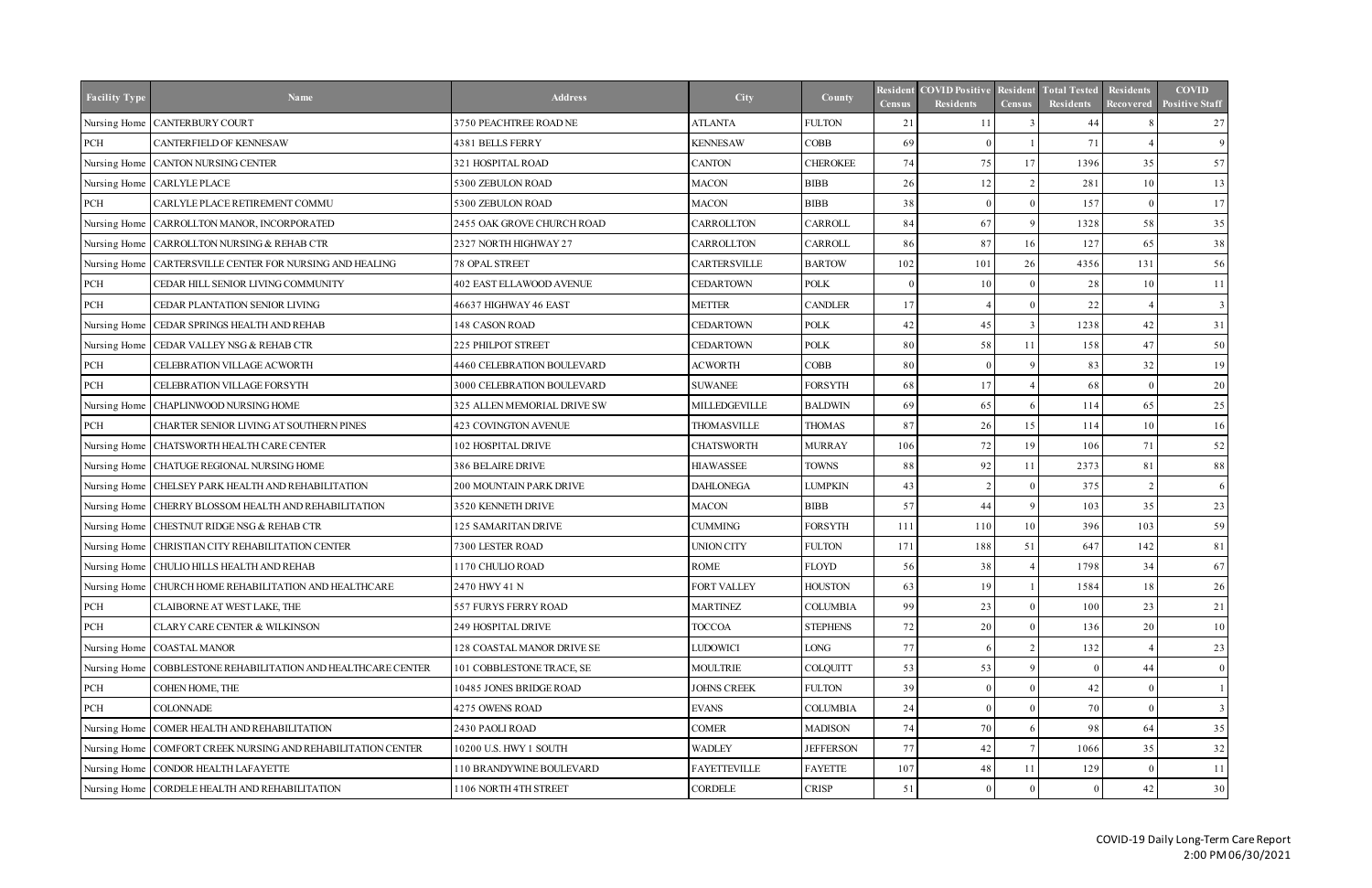| Facility Type | Name | Address | City | County | Resident Census | COVID Positive Residents | Resident Census | Total Tested Residents | Residents Recovered | COVID Positive Staff |
|---|---|---|---|---|---|---|---|---|---|---|
| Nursing Home | CANTERBURY COURT | 3750 PEACHTREE ROAD NE | ATLANTA | FULTON | 21 | 11 | 3 | 44 | 8 | 27 |
| PCH | CANTERFIELD OF KENNESAW | 4381 BELLS FERRY | KENNESAW | COBB | 69 | 0 | 1 | 71 | 4 | 9 |
| Nursing Home | CANTON NURSING CENTER | 321 HOSPITAL ROAD | CANTON | CHEROKEE | 74 | 75 | 17 | 1396 | 35 | 57 |
| Nursing Home | CARLYLE PLACE | 5300 ZEBULON ROAD | MACON | BIBB | 26 | 12 | 2 | 281 | 10 | 13 |
| PCH | CARLYLE PLACE RETIREMENT COMMU | 5300 ZEBULON ROAD | MACON | BIBB | 38 | 0 | 0 | 157 | 0 | 17 |
| Nursing Home | CARROLLTON MANOR, INCORPORATED | 2455 OAK GROVE CHURCH ROAD | CARROLLTON | CARROLL | 84 | 67 | 9 | 1328 | 58 | 35 |
| Nursing Home | CARROLLTON NURSING & REHAB CTR | 2327 NORTH HIGHWAY 27 | CARROLLTON | CARROLL | 86 | 87 | 16 | 127 | 65 | 38 |
| Nursing Home | CARTERSVILLE CENTER FOR NURSING AND HEALING | 78 OPAL STREET | CARTERSVILLE | BARTOW | 102 | 101 | 26 | 4356 | 131 | 56 |
| PCH | CEDAR HILL SENIOR LIVING COMMUNITY | 402 EAST ELLAWOOD AVENUE | CEDARTOWN | POLK | 0 | 10 | 0 | 28 | 10 | 11 |
| PCH | CEDAR PLANTATION SENIOR LIVING | 46637 HIGHWAY 46 EAST | METTER | CANDLER | 17 | 4 | 0 | 22 | 4 | 3 |
| Nursing Home | CEDAR SPRINGS HEALTH AND REHAB | 148 CASON ROAD | CEDARTOWN | POLK | 42 | 45 | 3 | 1238 | 42 | 31 |
| Nursing Home | CEDAR VALLEY NSG & REHAB CTR | 225 PHILPOT STREET | CEDARTOWN | POLK | 80 | 58 | 11 | 158 | 47 | 50 |
| PCH | CELEBRATION VILLAGE ACWORTH | 4460 CELEBRATION BOULEVARD | ACWORTH | COBB | 80 | 0 | 9 | 83 | 32 | 19 |
| PCH | CELEBRATION VILLAGE FORSYTH | 3000 CELEBRATION BOULEVARD | SUWANEE | FORSYTH | 68 | 17 | 4 | 68 | 0 | 20 |
| Nursing Home | CHAPLINWOOD NURSING HOME | 325 ALLEN MEMORIAL DRIVE SW | MILLEDGEVILLE | BALDWIN | 69 | 65 | 6 | 114 | 65 | 25 |
| PCH | CHARTER SENIOR LIVING AT SOUTHERN PINES | 423 COVINGTON AVENUE | THOMASVILLE | THOMAS | 87 | 26 | 15 | 114 | 10 | 16 |
| Nursing Home | CHATSWORTH HEALTH CARE CENTER | 102 HOSPITAL DRIVE | CHATSWORTH | MURRAY | 106 | 72 | 19 | 106 | 71 | 52 |
| Nursing Home | CHATUGE REGIONAL NURSING HOME | 386 BELAIRE DRIVE | HIAWASSEE | TOWNS | 88 | 92 | 11 | 2373 | 81 | 88 |
| Nursing Home | CHELSEY PARK HEALTH AND REHABILITATION | 200 MOUNTAIN PARK DRIVE | DAHLONEGA | LUMPKIN | 43 | 2 | 0 | 375 | 2 | 6 |
| Nursing Home | CHERRY BLOSSOM HEALTH AND REHABILITATION | 3520 KENNETH DRIVE | MACON | BIBB | 57 | 44 | 9 | 103 | 35 | 23 |
| Nursing Home | CHESTNUT RIDGE NSG & REHAB CTR | 125 SAMARITAN DRIVE | CUMMING | FORSYTH | 111 | 110 | 10 | 396 | 103 | 59 |
| Nursing Home | CHRISTIAN CITY REHABILITATION CENTER | 7300 LESTER ROAD | UNION CITY | FULTON | 171 | 188 | 51 | 647 | 142 | 81 |
| Nursing Home | CHULIO HILLS HEALTH AND REHAB | 1170 CHULIO ROAD | ROME | FLOYD | 56 | 38 | 4 | 1798 | 34 | 67 |
| Nursing Home | CHURCH HOME REHABILITATION AND HEALTHCARE | 2470 HWY 41 N | FORT VALLEY | HOUSTON | 63 | 19 | 1 | 1584 | 18 | 26 |
| PCH | CLAIBORNE AT WEST LAKE, THE | 557 FURYS FERRY ROAD | MARTINEZ | COLUMBIA | 99 | 23 | 0 | 100 | 23 | 21 |
| PCH | CLARY CARE CENTER & WILKINSON | 249 HOSPITAL DRIVE | TOCCOA | STEPHENS | 72 | 20 | 0 | 136 | 20 | 10 |
| Nursing Home | COASTAL MANOR | 128 COASTAL MANOR DRIVE SE | LUDOWICI | LONG | 77 | 6 | 2 | 132 | 4 | 23 |
| Nursing Home | COBBLESTONE REHABILITATION AND HEALTHCARE CENTER | 101 COBBLESTONE TRACE, SE | MOULTRIE | COLQUITT | 53 | 53 | 9 | 0 | 44 | 0 |
| PCH | COHEN HOME, THE | 10485 JONES BRIDGE ROAD | JOHNS CREEK | FULTON | 39 | 0 | 0 | 42 | 0 | 1 |
| PCH | COLONNADE | 4275 OWENS ROAD | EVANS | COLUMBIA | 24 | 0 | 0 | 70 | 0 | 3 |
| Nursing Home | COMER HEALTH AND REHABILITATION | 2430 PAOLI ROAD | COMER | MADISON | 74 | 70 | 6 | 98 | 64 | 35 |
| Nursing Home | COMFORT CREEK NURSING AND REHABILITATION CENTER | 10200 U.S. HWY 1 SOUTH | WADLEY | JEFFERSON | 77 | 42 | 7 | 1066 | 35 | 32 |
| Nursing Home | CONDOR HEALTH LAFAYETTE | 110 BRANDYWINE BOULEVARD | FAYETTEVILLE | FAYETTE | 107 | 48 | 11 | 129 | 0 | 11 |
| Nursing Home | CORDELE HEALTH AND REHABILITATION | 1106 NORTH 4TH STREET | CORDELE | CRISP | 51 | 0 | 0 | 0 | 42 | 30 |

COVID-19 Daily Long-Term Care Report
2:00 PM 06/30/2021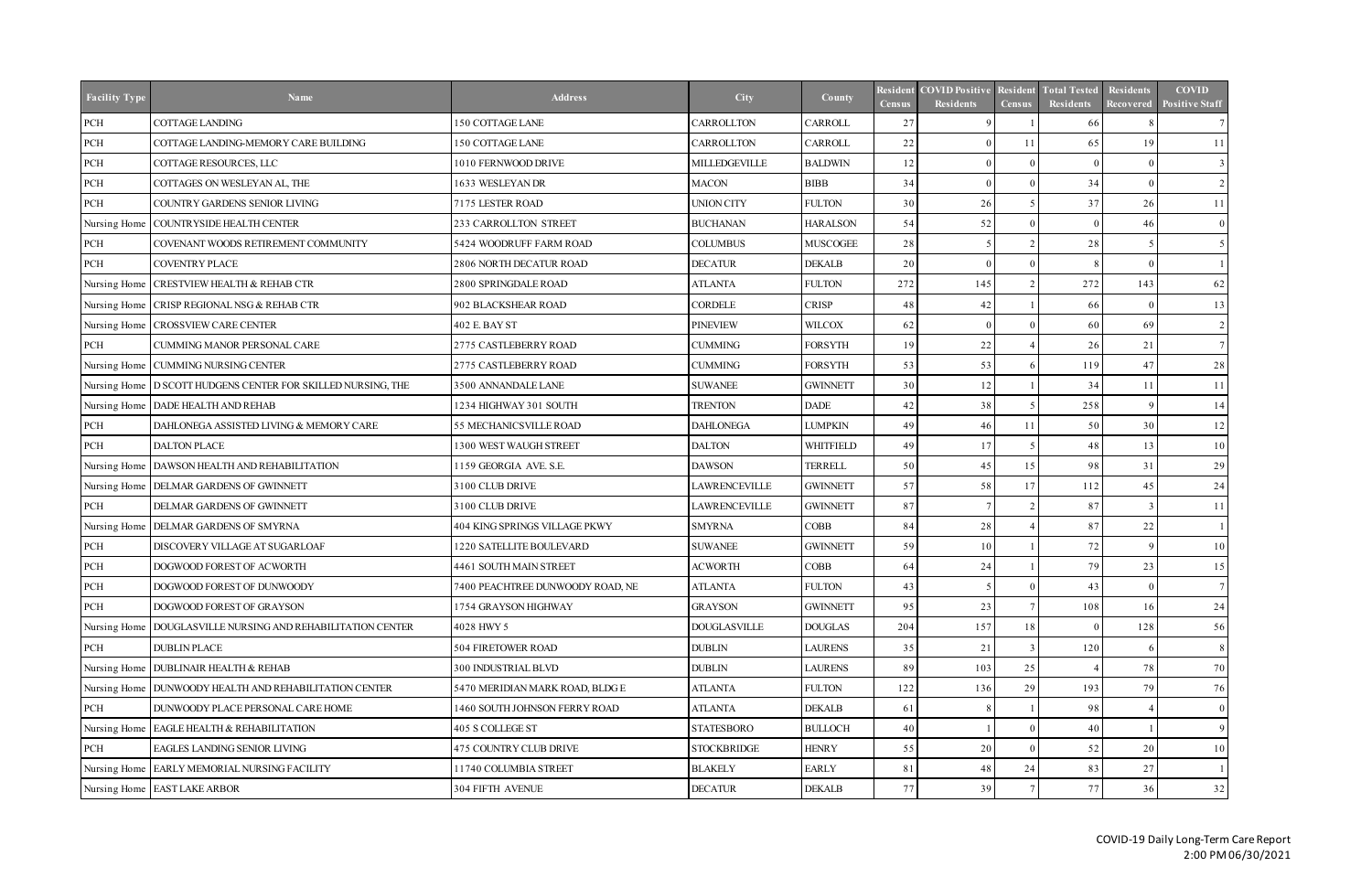| Facility Type | Name | Address | City | County | Resident Census | COVID Positive Residents | Resident Census | Total Tested Residents | Residents Recovered | COVID Positive Staff |
|---|---|---|---|---|---|---|---|---|---|---|
| PCH | COTTAGE LANDING | 150 COTTAGE LANE | CARROLLTON | CARROLL | 27 | 9 | 1 | 66 | 8 | 7 |
| PCH | COTTAGE LANDING-MEMORY CARE BUILDING | 150 COTTAGE LANE | CARROLLTON | CARROLL | 22 | 0 | 11 | 65 | 19 | 11 |
| PCH | COTTAGE RESOURCES, LLC | 1010 FERNWOOD DRIVE | MILLEDGEVILLE | BALDWIN | 12 | 0 | 0 | 0 | 0 | 3 |
| PCH | COTTAGES ON WESLEYAN AL, THE | 1633 WESLEYAN DR | MACON | BIBB | 34 | 0 | 0 | 34 | 0 | 2 |
| PCH | COUNTRY GARDENS SENIOR LIVING | 7175 LESTER ROAD | UNION CITY | FULTON | 30 | 26 | 5 | 37 | 26 | 11 |
| Nursing Home | COUNTRYSIDE HEALTH CENTER | 233 CARROLLTON STREET | BUCHANAN | HARALSON | 54 | 52 | 0 | 0 | 46 | 0 |
| PCH | COVENANT WOODS RETIREMENT COMMUNITY | 5424 WOODRUFF FARM ROAD | COLUMBUS | MUSCOGEE | 28 | 5 | 2 | 28 | 5 | 5 |
| PCH | COVENTRY PLACE | 2806 NORTH DECATUR ROAD | DECATUR | DEKALB | 20 | 0 | 0 | 8 | 0 | 1 |
| Nursing Home | CRESTVIEW HEALTH & REHAB CTR | 2800 SPRINGDALE ROAD | ATLANTA | FULTON | 272 | 145 | 2 | 272 | 143 | 62 |
| Nursing Home | CRISP REGIONAL NSG & REHAB CTR | 902 BLACKSHEAR ROAD | CORDELE | CRISP | 48 | 42 | 1 | 66 | 0 | 13 |
| Nursing Home | CROSSVIEW CARE CENTER | 402 E. BAY ST | PINEVIEW | WILCOX | 62 | 0 | 0 | 60 | 69 | 2 |
| PCH | CUMMING MANOR PERSONAL CARE | 2775 CASTLEBERRY ROAD | CUMMING | FORSYTH | 19 | 22 | 4 | 26 | 21 | 7 |
| Nursing Home | CUMMING NURSING CENTER | 2775 CASTLEBERRY ROAD | CUMMING | FORSYTH | 53 | 53 | 6 | 119 | 47 | 28 |
| Nursing Home | D SCOTT HUDGENS CENTER FOR SKILLED NURSING, THE | 3500 ANNANDALE LANE | SUWANEE | GWINNETT | 30 | 12 | 1 | 34 | 11 | 11 |
| Nursing Home | DADE HEALTH AND REHAB | 1234 HIGHWAY 301 SOUTH | TRENTON | DADE | 42 | 38 | 5 | 258 | 9 | 14 |
| PCH | DAHLONEGA ASSISTED LIVING & MEMORY CARE | 55 MECHANICSVILLE ROAD | DAHLONEGA | LUMPKIN | 49 | 46 | 11 | 50 | 30 | 12 |
| PCH | DALTON PLACE | 1300 WEST WAUGH STREET | DALTON | WHITFIELD | 49 | 17 | 5 | 48 | 13 | 10 |
| Nursing Home | DAWSON HEALTH AND REHABILITATION | 1159 GEORGIA AVE. S.E. | DAWSON | TERRELL | 50 | 45 | 15 | 98 | 31 | 29 |
| Nursing Home | DELMAR GARDENS OF GWINNETT | 3100 CLUB DRIVE | LAWRENCEVILLE | GWINNETT | 57 | 58 | 17 | 112 | 45 | 24 |
| PCH | DELMAR GARDENS OF GWINNETT | 3100 CLUB DRIVE | LAWRENCEVILLE | GWINNETT | 87 | 7 | 2 | 87 | 3 | 11 |
| Nursing Home | DELMAR GARDENS OF SMYRNA | 404 KING SPRINGS VILLAGE PKWY | SMYRNA | COBB | 84 | 28 | 4 | 87 | 22 | 1 |
| PCH | DISCOVERY VILLAGE AT SUGARLOAF | 1220 SATELLITE BOULEVARD | SUWANEE | GWINNETT | 59 | 10 | 1 | 72 | 9 | 10 |
| PCH | DOGWOOD FOREST OF ACWORTH | 4461 SOUTH MAIN STREET | ACWORTH | COBB | 64 | 24 | 1 | 79 | 23 | 15 |
| PCH | DOGWOOD FOREST OF DUNWOODY | 7400 PEACHTREE DUNWOODY ROAD, NE | ATLANTA | FULTON | 43 | 5 | 0 | 43 | 0 | 7 |
| PCH | DOGWOOD FOREST OF GRAYSON | 1754 GRAYSON HIGHWAY | GRAYSON | GWINNETT | 95 | 23 | 7 | 108 | 16 | 24 |
| Nursing Home | DOUGLASVILLE NURSING AND REHABILITATION CENTER | 4028 HWY 5 | DOUGLASVILLE | DOUGLAS | 204 | 157 | 18 | 0 | 128 | 56 |
| PCH | DUBLIN PLACE | 504 FIRETOWER ROAD | DUBLIN | LAURENS | 35 | 21 | 3 | 120 | 6 | 8 |
| Nursing Home | DUBLINAIR HEALTH & REHAB | 300 INDUSTRIAL BLVD | DUBLIN | LAURENS | 89 | 103 | 25 | 4 | 78 | 70 |
| Nursing Home | DUNWOODY HEALTH AND REHABILITATION CENTER | 5470 MERIDIAN MARK ROAD, BLDG E | ATLANTA | FULTON | 122 | 136 | 29 | 193 | 79 | 76 |
| PCH | DUNWOODY PLACE PERSONAL CARE HOME | 1460 SOUTH JOHNSON FERRY ROAD | ATLANTA | DEKALB | 61 | 8 | 1 | 98 | 4 | 0 |
| Nursing Home | EAGLE HEALTH & REHABILITATION | 405 S COLLEGE ST | STATESBORO | BULLOCH | 40 | 1 | 0 | 40 | 1 | 9 |
| PCH | EAGLES LANDING SENIOR LIVING | 475 COUNTRY CLUB DRIVE | STOCKBRIDGE | HENRY | 55 | 20 | 0 | 52 | 20 | 10 |
| Nursing Home | EARLY MEMORIAL NURSING FACILITY | 11740 COLUMBIA STREET | BLAKELY | EARLY | 81 | 48 | 24 | 83 | 27 | 1 |
| Nursing Home | EAST LAKE ARBOR | 304 FIFTH AVENUE | DECATUR | DEKALB | 77 | 39 | 7 | 77 | 36 | 32 |

COVID-19 Daily Long-Term Care Report
2:00 PM 06/30/2021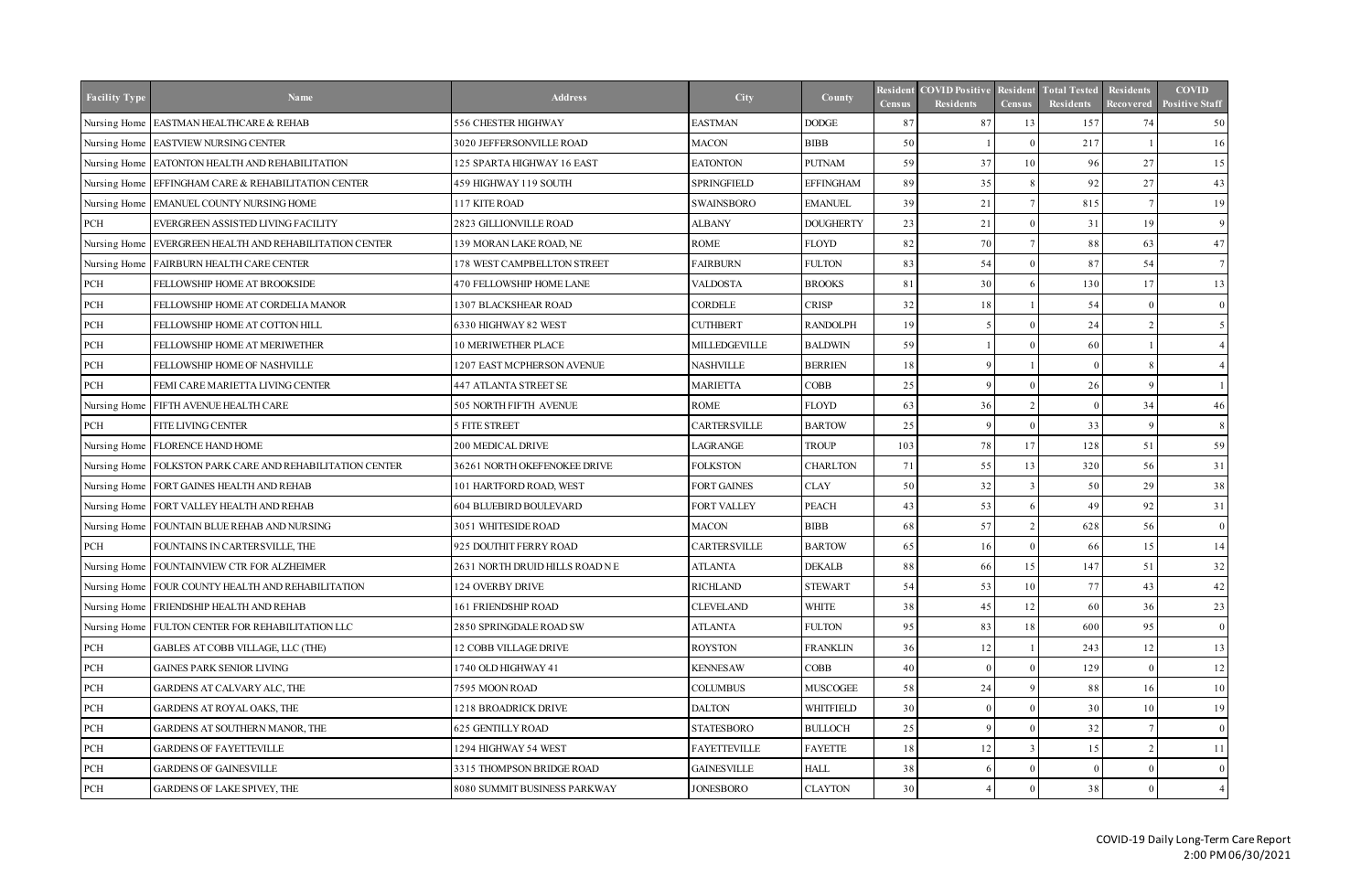| Facility Type | Name | Address | City | County | Resident Census | COVID Positive Residents | Resident Census | Total Tested Residents | Residents Recovered | COVID Positive Staff |
|---|---|---|---|---|---|---|---|---|---|---|
| Nursing Home | EASTMAN HEALTHCARE & REHAB | 556 CHESTER HIGHWAY | EASTMAN | DODGE | 87 | 87 | 13 | 157 | 74 | 50 |
| Nursing Home | EASTVIEW NURSING CENTER | 3020 JEFFERSONVILLE ROAD | MACON | BIBB | 50 | 1 | 0 | 217 | 1 | 16 |
| Nursing Home | EATONTON HEALTH AND REHABILITATION | 125 SPARTA HIGHWAY 16 EAST | EATONTON | PUTNAM | 59 | 37 | 10 | 96 | 27 | 15 |
| Nursing Home | EFFINGHAM CARE & REHABILITATION CENTER | 459 HIGHWAY 119 SOUTH | SPRINGFIELD | EFFINGHAM | 89 | 35 | 8 | 92 | 27 | 43 |
| Nursing Home | EMANUEL COUNTY NURSING HOME | 117 KITE ROAD | SWAINSBORO | EMANUEL | 39 | 21 | 7 | 815 | 7 | 19 |
| PCH | EVERGREEN ASSISTED LIVING FACILITY | 2823 GILLIONVILLE ROAD | ALBANY | DOUGHERTY | 23 | 21 | 0 | 31 | 19 | 9 |
| Nursing Home | EVERGREEN HEALTH AND REHABILITATION CENTER | 139 MORAN LAKE ROAD, NE | ROME | FLOYD | 82 | 70 | 7 | 88 | 63 | 47 |
| Nursing Home | FAIRBURN HEALTH CARE CENTER | 178 WEST CAMPBELLTON STREET | FAIRBURN | FULTON | 83 | 54 | 0 | 87 | 54 | 7 |
| PCH | FELLOWSHIP HOME AT BROOKSIDE | 470 FELLOWSHIP HOME LANE | VALDOSTA | BROOKS | 81 | 30 | 6 | 130 | 17 | 13 |
| PCH | FELLOWSHIP HOME AT CORDELIA MANOR | 1307 BLACKSHEAR ROAD | CORDELE | CRISP | 32 | 18 | 1 | 54 | 0 | 0 |
| PCH | FELLOWSHIP HOME AT COTTON HILL | 6330 HIGHWAY 82 WEST | CUTHBERT | RANDOLPH | 19 | 5 | 0 | 24 | 2 | 5 |
| PCH | FELLOWSHIP HOME AT MERIWETHER | 10 MERIWETHER PLACE | MILLEDGEVILLE | BALDWIN | 59 | 1 | 0 | 60 | 1 | 4 |
| PCH | FELLOWSHIP HOME OF NASHVILLE | 1207 EAST MCPHERSON AVENUE | NASHVILLE | BERRIEN | 18 | 9 | 1 | 0 | 8 | 4 |
| PCH | FEMI CARE MARIETTA LIVING CENTER | 447 ATLANTA STREET SE | MARIETTA | COBB | 25 | 9 | 0 | 26 | 9 | 1 |
| Nursing Home | FIFTH AVENUE HEALTH CARE | 505 NORTH FIFTH AVENUE | ROME | FLOYD | 63 | 36 | 2 | 0 | 34 | 46 |
| PCH | FITE LIVING CENTER | 5 FITE STREET | CARTERSVILLE | BARTOW | 25 | 9 | 0 | 33 | 9 | 8 |
| Nursing Home | FLORENCE HAND HOME | 200 MEDICAL DRIVE | LAGRANGE | TROUP | 103 | 78 | 17 | 128 | 51 | 59 |
| Nursing Home | FOLKSTON PARK CARE AND REHABILITATION CENTER | 36261 NORTH OKEFENOKEE DRIVE | FOLKSTON | CHARLTON | 71 | 55 | 13 | 320 | 56 | 31 |
| Nursing Home | FORT GAINES HEALTH AND REHAB | 101 HARTFORD ROAD, WEST | FORT GAINES | CLAY | 50 | 32 | 3 | 50 | 29 | 38 |
| Nursing Home | FORT VALLEY HEALTH AND REHAB | 604 BLUEBIRD BOULEVARD | FORT VALLEY | PEACH | 43 | 53 | 6 | 49 | 92 | 31 |
| Nursing Home | FOUNTAIN BLUE REHAB AND NURSING | 3051 WHITESIDE ROAD | MACON | BIBB | 68 | 57 | 2 | 628 | 56 | 0 |
| PCH | FOUNTAINS IN CARTERSVILLE, THE | 925 DOUTHIT FERRY ROAD | CARTERSVILLE | BARTOW | 65 | 16 | 0 | 66 | 15 | 14 |
| Nursing Home | FOUNTAINVIEW CTR FOR ALZHEIMER | 2631 NORTH DRUID HILLS ROAD N E | ATLANTA | DEKALB | 88 | 66 | 15 | 147 | 51 | 32 |
| Nursing Home | FOUR COUNTY HEALTH AND REHABILITATION | 124 OVERBY DRIVE | RICHLAND | STEWART | 54 | 53 | 10 | 77 | 43 | 42 |
| Nursing Home | FRIENDSHIP HEALTH AND REHAB | 161 FRIENDSHIP ROAD | CLEVELAND | WHITE | 38 | 45 | 12 | 60 | 36 | 23 |
| Nursing Home | FULTON CENTER FOR REHABILITATION LLC | 2850 SPRINGDALE ROAD SW | ATLANTA | FULTON | 95 | 83 | 18 | 600 | 95 | 0 |
| PCH | GABLES AT COBB VILLAGE, LLC (THE) | 12 COBB VILLAGE DRIVE | ROYSTON | FRANKLIN | 36 | 12 | 1 | 243 | 12 | 13 |
| PCH | GAINES PARK SENIOR LIVING | 1740 OLD HIGHWAY 41 | KENNESAW | COBB | 40 | 0 | 0 | 129 | 0 | 12 |
| PCH | GARDENS AT CALVARY ALC, THE | 7595 MOON ROAD | COLUMBUS | MUSCOGEE | 58 | 24 | 9 | 88 | 16 | 10 |
| PCH | GARDENS AT ROYAL OAKS, THE | 1218 BROADRICK DRIVE | DALTON | WHITFIELD | 30 | 0 | 0 | 30 | 10 | 19 |
| PCH | GARDENS AT SOUTHERN MANOR, THE | 625 GENTILLY ROAD | STATESBORO | BULLOCH | 25 | 9 | 0 | 32 | 7 | 0 |
| PCH | GARDENS OF FAYETTEVILLE | 1294 HIGHWAY 54 WEST | FAYETTEVILLE | FAYETTE | 18 | 12 | 3 | 15 | 2 | 11 |
| PCH | GARDENS OF GAINESVILLE | 3315 THOMPSON BRIDGE ROAD | GAINESVILLE | HALL | 38 | 6 | 0 | 0 | 0 | 0 |
| PCH | GARDENS OF LAKE SPIVEY, THE | 8080 SUMMIT BUSINESS PARKWAY | JONESBORO | CLAYTON | 30 | 4 | 0 | 38 | 0 | 4 |

COVID-19 Daily Long-Term Care Report
2:00 PM 06/30/2021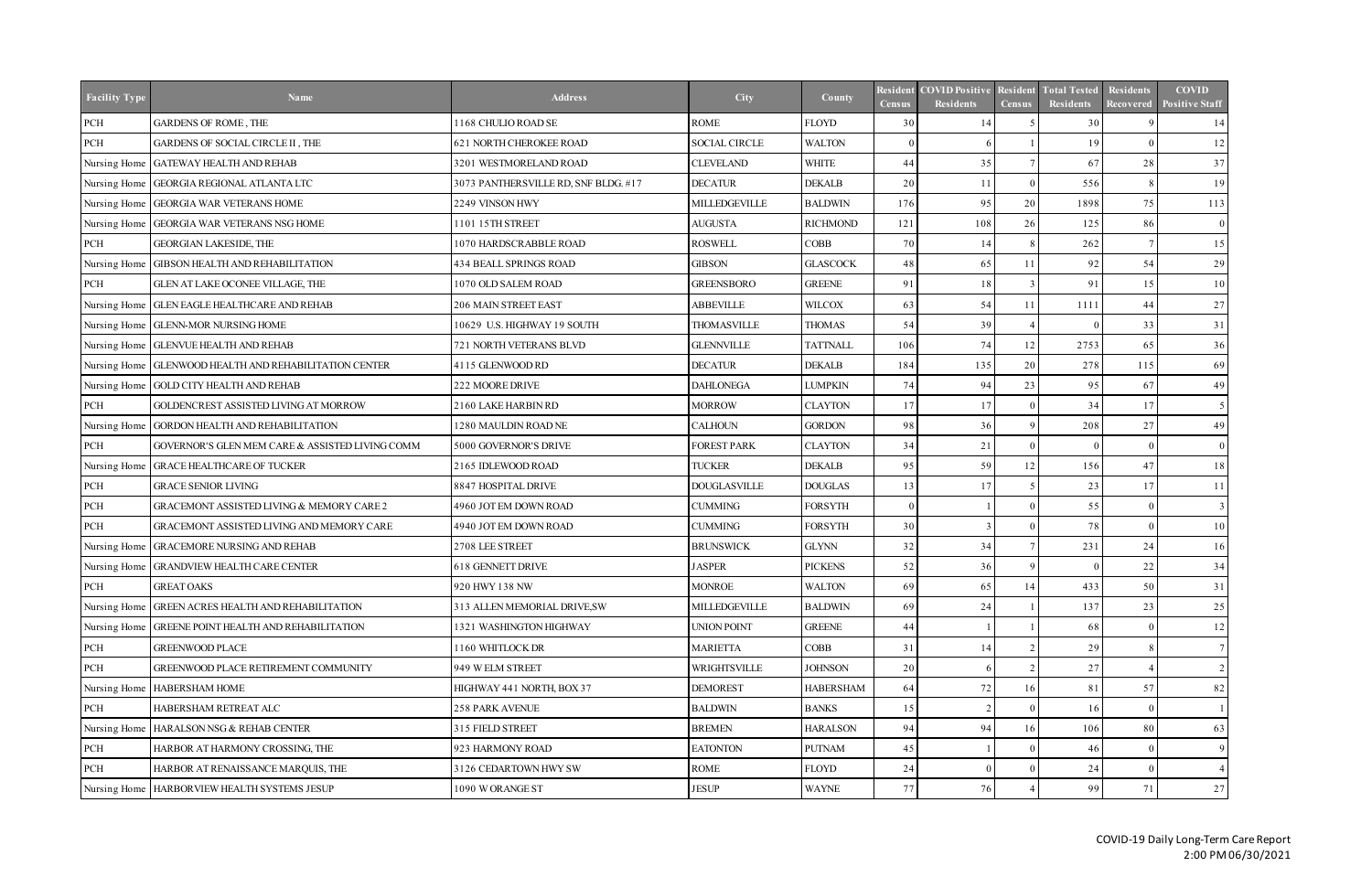| Facility Type | Name | Address | City | County | Resident Census | COVID Positive Residents | Resident Census | Total Tested Residents | Residents Recovered | COVID Positive Staff |
|---|---|---|---|---|---|---|---|---|---|---|
| PCH | GARDENS OF ROME , THE | 1168 CHULIO ROAD SE | ROME | FLOYD | 30 | 14 | 5 | 30 | 9 | 14 |
| PCH | GARDENS OF SOCIAL CIRCLE II , THE | 621 NORTH CHEROKEE ROAD | SOCIAL CIRCLE | WALTON | 0 | 6 | 1 | 19 | 0 | 12 |
| Nursing Home | GATEWAY HEALTH AND REHAB | 3201 WESTMORELAND ROAD | CLEVELAND | WHITE | 44 | 35 | 7 | 67 | 28 | 37 |
| Nursing Home | GEORGIA REGIONAL ATLANTA LTC | 3073 PANTHERSVILLE RD, SNF BLDG. #17 | DECATUR | DEKALB | 20 | 11 | 0 | 556 | 8 | 19 |
| Nursing Home | GEORGIA WAR VETERANS HOME | 2249 VINSON HWY | MILLEDGEVILLE | BALDWIN | 176 | 95 | 20 | 1898 | 75 | 113 |
| Nursing Home | GEORGIA WAR VETERANS NSG HOME | 1101 15TH STREET | AUGUSTA | RICHMOND | 121 | 108 | 26 | 125 | 86 | 0 |
| PCH | GEORGIAN LAKESIDE, THE | 1070 HARDSCRABBLE ROAD | ROSWELL | COBB | 70 | 14 | 8 | 262 | 7 | 15 |
| Nursing Home | GIBSON HEALTH AND REHABILITATION | 434 BEALL SPRINGS ROAD | GIBSON | GLASCOCK | 48 | 65 | 11 | 92 | 54 | 29 |
| PCH | GLEN AT LAKE OCONEE VILLAGE, THE | 1070 OLD SALEM ROAD | GREENSBORO | GREENE | 91 | 18 | 3 | 91 | 15 | 10 |
| Nursing Home | GLEN EAGLE HEALTHCARE AND REHAB | 206 MAIN STREET EAST | ABBEVILLE | WILCOX | 63 | 54 | 11 | 1111 | 44 | 27 |
| Nursing Home | GLENN-MOR NURSING HOME | 10629 U.S. HIGHWAY 19 SOUTH | THOMASVILLE | THOMAS | 54 | 39 | 4 | 0 | 33 | 31 |
| Nursing Home | GLENVUE HEALTH AND REHAB | 721 NORTH VETERANS BLVD | GLENNVILLE | TATTNALL | 106 | 74 | 12 | 2753 | 65 | 36 |
| Nursing Home | GLENWOOD HEALTH AND REHABILITATION CENTER | 4115 GLENWOOD RD | DECATUR | DEKALB | 184 | 135 | 20 | 278 | 115 | 69 |
| Nursing Home | GOLD CITY HEALTH AND REHAB | 222 MOORE DRIVE | DAHLONEGA | LUMPKIN | 74 | 94 | 23 | 95 | 67 | 49 |
| PCH | GOLDENCREST ASSISTED LIVING AT MORROW | 2160 LAKE HARBIN RD | MORROW | CLAYTON | 17 | 17 | 0 | 34 | 17 | 5 |
| Nursing Home | GORDON HEALTH AND REHABILITATION | 1280 MAULDIN ROAD NE | CALHOUN | GORDON | 98 | 36 | 9 | 208 | 27 | 49 |
| PCH | GOVERNOR'S GLEN MEM CARE & ASSISTED LIVING COMM | 5000 GOVERNOR'S DRIVE | FOREST PARK | CLAYTON | 34 | 21 | 0 | 0 | 0 | 0 |
| Nursing Home | GRACE HEALTHCARE OF TUCKER | 2165 IDLEWOOD ROAD | TUCKER | DEKALB | 95 | 59 | 12 | 156 | 47 | 18 |
| PCH | GRACE SENIOR LIVING | 8847 HOSPITAL DRIVE | DOUGLASVILLE | DOUGLAS | 13 | 17 | 5 | 23 | 17 | 11 |
| PCH | GRACEMONT ASSISTED LIVING & MEMORY CARE 2 | 4960 JOT EM DOWN ROAD | CUMMING | FORSYTH | 0 | 1 | 0 | 55 | 0 | 3 |
| PCH | GRACEMONT ASSISTED LIVING AND MEMORY CARE | 4940 JOT EM DOWN ROAD | CUMMING | FORSYTH | 30 | 3 | 0 | 78 | 0 | 10 |
| Nursing Home | GRACEMORE NURSING AND REHAB | 2708 LEE STREET | BRUNSWICK | GLYNN | 32 | 34 | 7 | 231 | 24 | 16 |
| Nursing Home | GRANDVIEW HEALTH CARE CENTER | 618 GENNETT DRIVE | JASPER | PICKENS | 52 | 36 | 9 | 0 | 22 | 34 |
| PCH | GREAT OAKS | 920 HWY 138 NW | MONROE | WALTON | 69 | 65 | 14 | 433 | 50 | 31 |
| Nursing Home | GREEN ACRES HEALTH AND REHABILITATION | 313 ALLEN MEMORIAL DRIVE,SW | MILLEDGEVILLE | BALDWIN | 69 | 24 | 1 | 137 | 23 | 25 |
| Nursing Home | GREENE POINT HEALTH AND REHABILITATION | 1321 WASHINGTON HIGHWAY | UNION POINT | GREENE | 44 | 1 | 1 | 68 | 0 | 12 |
| PCH | GREENWOOD PLACE | 1160 WHITLOCK DR | MARIETTA | COBB | 31 | 14 | 2 | 29 | 8 | 7 |
| PCH | GREENWOOD PLACE RETIREMENT COMMUNITY | 949 W ELM STREET | WRIGHTSVILLE | JOHNSON | 20 | 6 | 2 | 27 | 4 | 2 |
| Nursing Home | HABERSHAM HOME | HIGHWAY 441 NORTH, BOX 37 | DEMOREST | HABERSHAM | 64 | 72 | 16 | 81 | 57 | 82 |
| PCH | HABERSHAM RETREAT ALC | 258 PARK AVENUE | BALDWIN | BANKS | 15 | 2 | 0 | 16 | 0 | 1 |
| Nursing Home | HARALSON NSG & REHAB CENTER | 315 FIELD STREET | BREMEN | HARALSON | 94 | 94 | 16 | 106 | 80 | 63 |
| PCH | HARBOR AT HARMONY CROSSING, THE | 923 HARMONY ROAD | EATONTON | PUTNAM | 45 | 1 | 0 | 46 | 0 | 9 |
| PCH | HARBOR AT RENAISSANCE MARQUIS, THE | 3126 CEDARTOWN HWY SW | ROME | FLOYD | 24 | 0 | 0 | 24 | 0 | 4 |
| Nursing Home | HARBORVIEW HEALTH SYSTEMS JESUP | 1090 W ORANGE ST | JESUP | WAYNE | 77 | 76 | 4 | 99 | 71 | 27 |

COVID-19 Daily Long-Term Care Report
2:00 PM 06/30/2021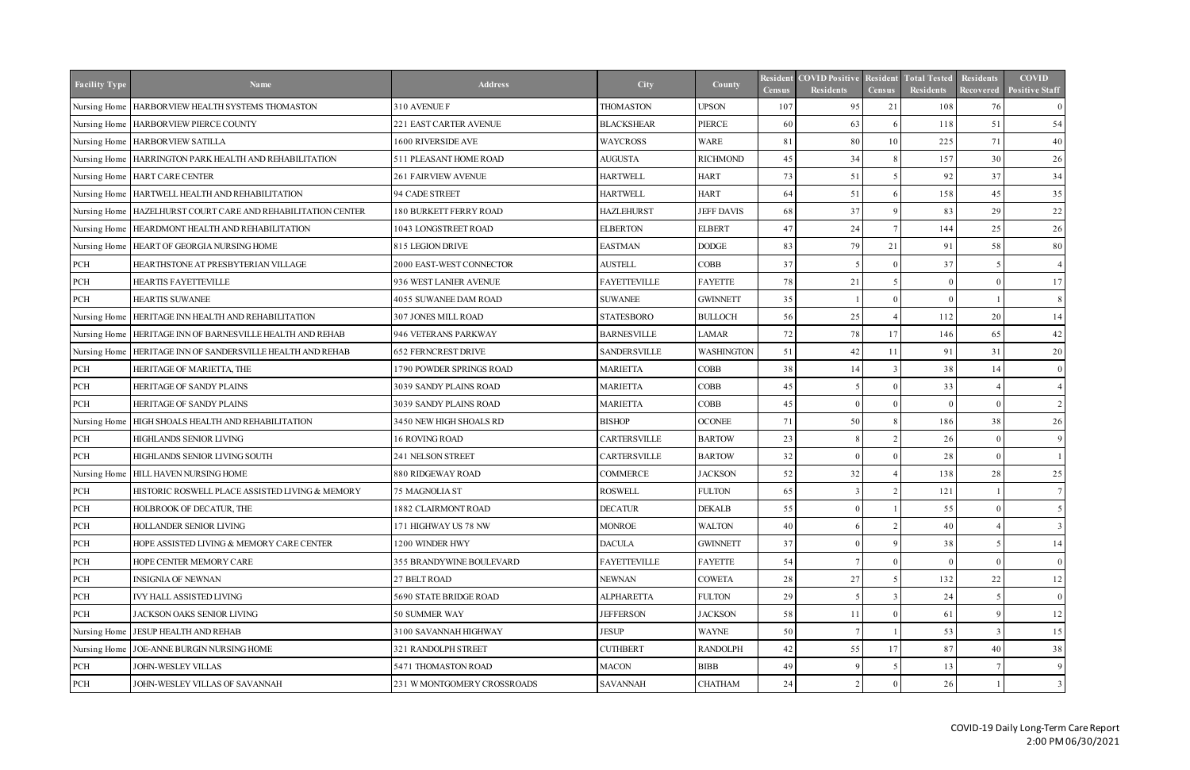| Facility Type | Name | Address | City | County | Resident Census | COVID Positive Residents | Resident Census | Total Tested Residents | Residents Recovered | COVID Positive Staff |
|---|---|---|---|---|---|---|---|---|---|---|
| Nursing Home | HARBORVIEW HEALTH SYSTEMS THOMASTON | 310 AVENUE F | THOMASTON | UPSON | 107 | 95 | 21 | 108 | 76 | 0 |
| Nursing Home | HARBORVIEW PIERCE COUNTY | 221 EAST CARTER AVENUE | BLACKSHEAR | PIERCE | 60 | 63 | 6 | 118 | 51 | 54 |
| Nursing Home | HARBORVIEW SATILLA | 1600 RIVERSIDE AVE | WAYCROSS | WARE | 81 | 80 | 10 | 225 | 71 | 40 |
| Nursing Home | HARRINGTON PARK HEALTH AND REHABILITATION | 511 PLEASANT HOME ROAD | AUGUSTA | RICHMOND | 45 | 34 | 8 | 157 | 30 | 26 |
| Nursing Home | HART CARE CENTER | 261 FAIRVIEW AVENUE | HARTWELL | HART | 73 | 51 | 5 | 92 | 37 | 34 |
| Nursing Home | HARTWELL HEALTH AND REHABILITATION | 94 CADE STREET | HARTWELL | HART | 64 | 51 | 6 | 158 | 45 | 35 |
| Nursing Home | HAZELHURST COURT CARE AND REHABILITATION CENTER | 180 BURKETT FERRY ROAD | HAZLEHURST | JEFF DAVIS | 68 | 37 | 9 | 83 | 29 | 22 |
| Nursing Home | HEARDMONT HEALTH AND REHABILITATION | 1043 LONGSTREET ROAD | ELBERTON | ELBERT | 47 | 24 | 7 | 144 | 25 | 26 |
| Nursing Home | HEART OF GEORGIA NURSING HOME | 815 LEGION DRIVE | EASTMAN | DODGE | 83 | 79 | 21 | 91 | 58 | 80 |
| PCH | HEARTHSTONE AT PRESBYTERIAN VILLAGE | 2000 EAST-WEST CONNECTOR | AUSTELL | COBB | 37 | 5 | 0 | 37 | 5 | 4 |
| PCH | HEARTIS FAYETTEVILLE | 936 WEST LANIER AVENUE | FAYETTEVILLE | FAYETTE | 78 | 21 | 5 | 0 | 0 | 17 |
| PCH | HEARTIS SUWANEE | 4055 SUWANEE DAM ROAD | SUWANEE | GWINNETT | 35 | 1 | 0 | 0 | 1 | 8 |
| Nursing Home | HERITAGE INN HEALTH AND REHABILITATION | 307 JONES MILL ROAD | STATESBORO | BULLOCH | 56 | 25 | 4 | 112 | 20 | 14 |
| Nursing Home | HERITAGE INN OF BARNESVILLE HEALTH AND REHAB | 946 VETERANS PARKWAY | BARNESVILLE | LAMAR | 72 | 78 | 17 | 146 | 65 | 42 |
| Nursing Home | HERITAGE INN OF SANDERSVILLE HEALTH AND REHAB | 652 FERNCREST DRIVE | SANDERSVILLE | WASHINGTON | 51 | 42 | 11 | 91 | 31 | 20 |
| PCH | HERITAGE OF MARIETTA, THE | 1790 POWDER SPRINGS ROAD | MARIETTA | COBB | 38 | 14 | 3 | 38 | 14 | 0 |
| PCH | HERITAGE OF SANDY PLAINS | 3039 SANDY PLAINS ROAD | MARIETTA | COBB | 45 | 5 | 0 | 33 | 4 | 4 |
| PCH | HERITAGE OF SANDY PLAINS | 3039 SANDY PLAINS ROAD | MARIETTA | COBB | 45 | 0 | 0 | 0 | 0 | 2 |
| Nursing Home | HIGH SHOALS HEALTH AND REHABILITATION | 3450 NEW HIGH SHOALS RD | BISHOP | OCONEE | 71 | 50 | 8 | 186 | 38 | 26 |
| PCH | HIGHLANDS SENIOR LIVING | 16 ROVING ROAD | CARTERSVILLE | BARTOW | 23 | 8 | 2 | 26 | 0 | 9 |
| PCH | HIGHLANDS SENIOR LIVING SOUTH | 241 NELSON STREET | CARTERSVILLE | BARTOW | 32 | 0 | 0 | 28 | 0 | 1 |
| Nursing Home | HILL HAVEN NURSING HOME | 880 RIDGEWAY ROAD | COMMERCE | JACKSON | 52 | 32 | 4 | 138 | 28 | 25 |
| PCH | HISTORIC ROSWELL PLACE ASSISTED LIVING & MEMORY | 75 MAGNOLIA ST | ROSWELL | FULTON | 65 | 3 | 2 | 121 | 1 | 7 |
| PCH | HOLBROOK OF DECATUR, THE | 1882 CLAIRMONT ROAD | DECATUR | DEKALB | 55 | 0 | 1 | 55 | 0 | 5 |
| PCH | HOLLANDER SENIOR LIVING | 171 HIGHWAY US 78 NW | MONROE | WALTON | 40 | 6 | 2 | 40 | 4 | 3 |
| PCH | HOPE ASSISTED LIVING & MEMORY CARE CENTER | 1200 WINDER HWY | DACULA | GWINNETT | 37 | 0 | 9 | 38 | 5 | 14 |
| PCH | HOPE CENTER MEMORY CARE | 355 BRANDYWINE BOULEVARD | FAYETTEVILLE | FAYETTE | 54 | 7 | 0 | 0 | 0 | 0 |
| PCH | INSIGNIA OF NEWNAN | 27 BELT ROAD | NEWNAN | COWETA | 28 | 27 | 5 | 132 | 22 | 12 |
| PCH | IVY HALL ASSISTED LIVING | 5690 STATE BRIDGE ROAD | ALPHARETTA | FULTON | 29 | 5 | 3 | 24 | 5 | 0 |
| PCH | JACKSON OAKS SENIOR LIVING | 50 SUMMER WAY | JEFFERSON | JACKSON | 58 | 11 | 0 | 61 | 9 | 12 |
| Nursing Home | JESUP HEALTH AND REHAB | 3100 SAVANNAH HIGHWAY | JESUP | WAYNE | 50 | 7 | 1 | 53 | 3 | 15 |
| Nursing Home | JOE-ANNE BURGIN NURSING HOME | 321 RANDOLPH STREET | CUTHBERT | RANDOLPH | 42 | 55 | 17 | 87 | 40 | 38 |
| PCH | JOHN-WESLEY VILLAS | 5471 THOMASTON ROAD | MACON | BIBB | 49 | 9 | 5 | 13 | 7 | 9 |
| PCH | JOHN-WESLEY VILLAS OF SAVANNAH | 231 W MONTGOMERY CROSSROADS | SAVANNAH | CHATHAM | 24 | 2 | 0 | 26 | 1 | 3 |

COVID-19 Daily Long-Term Care Report
2:00 PM 06/30/2021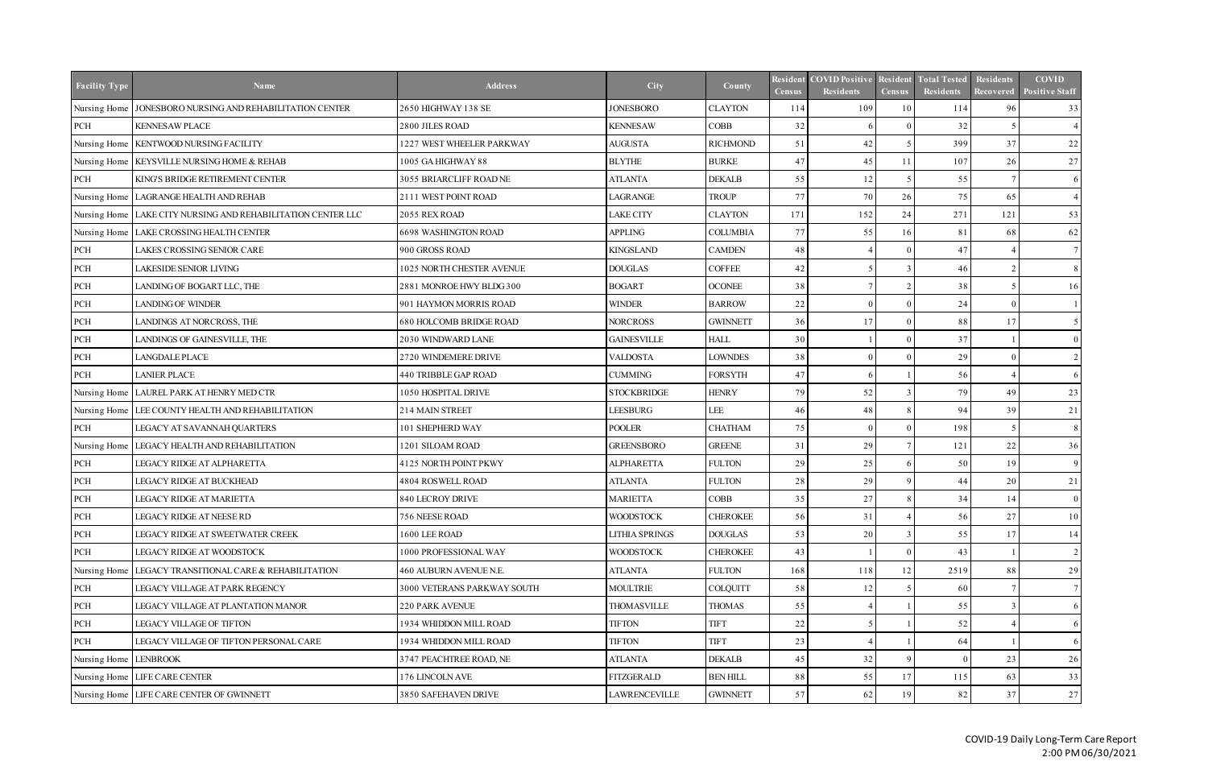| Facility Type | Name | Address | City | County | Resident Census | COVID Positive Residents | Resident Census | Total Tested Residents | Residents Recovered | COVID Positive Staff |
|---|---|---|---|---|---|---|---|---|---|---|
| Nursing Home | JONESBORO NURSING AND REHABILITATION CENTER | 2650 HIGHWAY 138 SE | JONESBORO | CLAYTON | 114 | 109 | 10 | 114 | 96 | 33 |
| PCH | KENNESAW PLACE | 2800 JILES ROAD | KENNESAW | COBB | 32 | 6 | 0 | 32 | 5 | 4 |
| Nursing Home | KENTWOOD NURSING FACILITY | 1227 WEST WHEELER PARKWAY | AUGUSTA | RICHMOND | 51 | 42 | 5 | 399 | 37 | 22 |
| Nursing Home | KEYSVILLE NURSING HOME & REHAB | 1005 GA HIGHWAY 88 | BLYTHE | BURKE | 47 | 45 | 11 | 107 | 26 | 27 |
| PCH | KING'S BRIDGE RETIREMENT CENTER | 3055 BRIARCLIFF ROAD NE | ATLANTA | DEKALB | 55 | 12 | 5 | 55 | 7 | 6 |
| Nursing Home | LAGRANGE HEALTH AND REHAB | 2111 WEST POINT ROAD | LAGRANGE | TROUP | 77 | 70 | 26 | 75 | 65 | 4 |
| Nursing Home | LAKE CITY NURSING AND REHABILITATION CENTER LLC | 2055 REX ROAD | LAKE CITY | CLAYTON | 171 | 152 | 24 | 271 | 121 | 53 |
| Nursing Home | LAKE CROSSING HEALTH CENTER | 6698 WASHINGTON ROAD | APPLING | COLUMBIA | 77 | 55 | 16 | 81 | 68 | 62 |
| PCH | LAKES CROSSING SENIOR CARE | 900 GROSS ROAD | KINGSLAND | CAMDEN | 48 | 4 | 0 | 47 | 4 | 7 |
| PCH | LAKESIDE SENIOR LIVING | 1025 NORTH CHESTER AVENUE | DOUGLAS | COFFEE | 42 | 5 | 3 | 46 | 2 | 8 |
| PCH | LANDING OF BOGART LLC, THE | 2881 MONROE HWY BLDG 300 | BOGART | OCONEE | 38 | 7 | 2 | 38 | 5 | 16 |
| PCH | LANDING OF WINDER | 901 HAYMON MORRIS ROAD | WINDER | BARROW | 22 | 0 | 0 | 24 | 0 | 1 |
| PCH | LANDINGS AT NORCROSS, THE | 680 HOLCOMB BRIDGE ROAD | NORCROSS | GWINNETT | 36 | 17 | 0 | 88 | 17 | 5 |
| PCH | LANDINGS OF GAINESVILLE, THE | 2030 WINDWARD LANE | GAINESVILLE | HALL | 30 | 1 | 0 | 37 | 1 | 0 |
| PCH | LANGDALE PLACE | 2720 WINDEMERE DRIVE | VALDOSTA | LOWNDES | 38 | 0 | 0 | 29 | 0 | 2 |
| PCH | LANIER PLACE | 440 TRIBBLE GAP ROAD | CUMMING | FORSYTH | 47 | 6 | 1 | 56 | 4 | 6 |
| Nursing Home | LAUREL PARK AT HENRY MED CTR | 1050 HOSPITAL DRIVE | STOCKBRIDGE | HENRY | 79 | 52 | 3 | 79 | 49 | 23 |
| Nursing Home | LEE COUNTY HEALTH AND REHABILITATION | 214 MAIN STREET | LEESBURG | LEE | 46 | 48 | 8 | 94 | 39 | 21 |
| PCH | LEGACY AT SAVANNAH QUARTERS | 101 SHEPHERD WAY | POOLER | CHATHAM | 75 | 0 | 0 | 198 | 5 | 8 |
| Nursing Home | LEGACY HEALTH AND REHABILITATION | 1201 SILOAM ROAD | GREENSBORO | GREENE | 31 | 29 | 7 | 121 | 22 | 36 |
| PCH | LEGACY RIDGE AT ALPHARETTA | 4125 NORTH POINT PKWY | ALPHARETTA | FULTON | 29 | 25 | 6 | 50 | 19 | 9 |
| PCH | LEGACY RIDGE AT BUCKHEAD | 4804 ROSWELL ROAD | ATLANTA | FULTON | 28 | 29 | 9 | 44 | 20 | 21 |
| PCH | LEGACY RIDGE AT MARIETTA | 840 LECROY DRIVE | MARIETTA | COBB | 35 | 27 | 8 | 34 | 14 | 0 |
| PCH | LEGACY RIDGE AT NEESE RD | 756 NEESE ROAD | WOODSTOCK | CHEROKEE | 56 | 31 | 4 | 56 | 27 | 10 |
| PCH | LEGACY RIDGE AT SWEETWATER CREEK | 1600 LEE ROAD | LITHIA SPRINGS | DOUGLAS | 53 | 20 | 3 | 55 | 17 | 14 |
| PCH | LEGACY RIDGE AT WOODSTOCK | 1000 PROFESSIONAL WAY | WOODSTOCK | CHEROKEE | 43 | 1 | 0 | 43 | 1 | 2 |
| Nursing Home | LEGACY TRANSITIONAL CARE & REHABILITATION | 460 AUBURN AVENUE N.E. | ATLANTA | FULTON | 168 | 118 | 12 | 2519 | 88 | 29 |
| PCH | LEGACY VILLAGE AT PARK REGENCY | 3000 VETERANS PARKWAY SOUTH | MOULTRIE | COLQUITT | 58 | 12 | 5 | 60 | 7 | 7 |
| PCH | LEGACY VILLAGE AT PLANTATION MANOR | 220 PARK AVENUE | THOMASVILLE | THOMAS | 55 | 4 | 1 | 55 | 3 | 6 |
| PCH | LEGACY VILLAGE OF TIFTON | 1934 WHIDDON MILL ROAD | TIFTON | TIFT | 22 | 5 | 1 | 52 | 4 | 6 |
| PCH | LEGACY VILLAGE OF TIFTON PERSONAL CARE | 1934 WHIDDON MILL ROAD | TIFTON | TIFT | 23 | 4 | 1 | 64 | 1 | 6 |
| Nursing Home | LENBROOK | 3747 PEACHTREE ROAD, NE | ATLANTA | DEKALB | 45 | 32 | 9 | 0 | 23 | 26 |
| Nursing Home | LIFE CARE CENTER | 176 LINCOLN AVE | FITZGERALD | BEN HILL | 88 | 55 | 17 | 115 | 63 | 33 |
| Nursing Home | LIFE CARE CENTER OF GWINNETT | 3850 SAFEHAVEN DRIVE | LAWRENCEVILLE | GWINNETT | 57 | 62 | 19 | 82 | 37 | 27 |

COVID-19 Daily Long-Term Care Report
2:00 PM 06/30/2021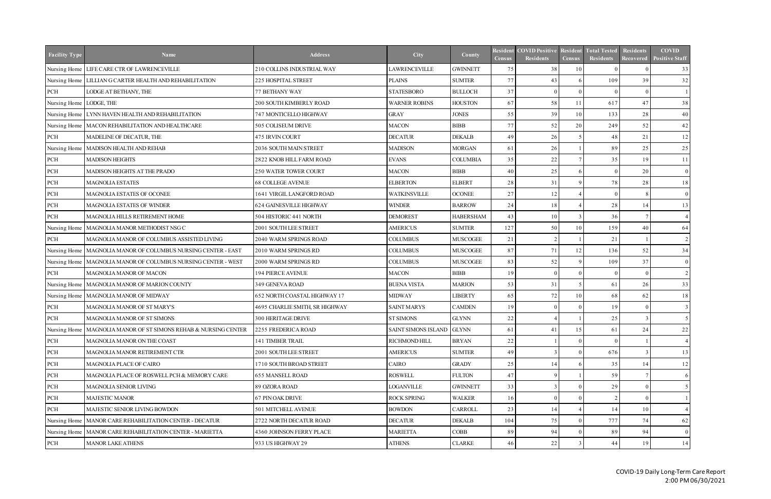| Facility Type | Name | Address | City | County | Resident Census | COVID Positive Residents | Resident Census | Total Tested Residents | Residents Recovered | COVID Positive Staff |
|---|---|---|---|---|---|---|---|---|---|---|
| Nursing Home | LIFE CARE CTR OF LAWRENCEVILLE | 210 COLLINS INDUSTRIAL WAY | LAWRENCEVILLE | GWINNETT | 75 | 38 | 10 | 0 | 0 | 33 |
| Nursing Home | LILLIAN G CARTER HEALTH AND REHABILITATION | 225 HOSPITAL STREET | PLAINS | SUMTER | 77 | 43 | 6 | 109 | 39 | 32 |
| PCH | LODGE AT BETHANY, THE | 77 BETHANY WAY | STATESBORO | BULLOCH | 37 | 0 | 0 | 0 | 0 | 1 |
| Nursing Home | LODGE, THE | 200 SOUTH KIMBERLY ROAD | WARNER ROBINS | HOUSTON | 67 | 58 | 11 | 617 | 47 | 38 |
| Nursing Home | LYNN HAVEN HEALTH AND REHABILITATION | 747 MONTICELLO HIGHWAY | GRAY | JONES | 55 | 39 | 10 | 133 | 28 | 40 |
| Nursing Home | MACON REHABILITATION AND HEALTHCARE | 505 COLISEUM DRIVE | MACON | BIBB | 77 | 52 | 20 | 249 | 52 | 42 |
| PCH | MADELINE OF DECATUR, THE | 475 IRVIN COURT | DECATUR | DEKALB | 49 | 26 | 5 | 48 | 21 | 12 |
| Nursing Home | MADISON HEALTH AND REHAB | 2036 SOUTH MAIN STREET | MADISON | MORGAN | 61 | 26 | 1 | 89 | 25 | 25 |
| PCH | MADISON HEIGHTS | 2822 KNOB HILL FARM ROAD | EVANS | COLUMBIA | 35 | 22 | 7 | 35 | 19 | 11 |
| PCH | MADISON HEIGHTS AT THE PRADO | 250 WATER TOWER COURT | MACON | BIBB | 40 | 25 | 6 | 0 | 20 | 0 |
| PCH | MAGNOLIA ESTATES | 68 COLLEGE AVENUE | ELBERTON | ELBERT | 28 | 31 | 9 | 78 | 28 | 18 |
| PCH | MAGNOLIA ESTATES OF OCONEE | 1641 VIRGIL LANGFORD ROAD | WATKINSVILLE | OCONEE | 27 | 12 | 4 | 0 | 8 | 0 |
| PCH | MAGNOLIA ESTATES OF WINDER | 624 GAINESVILLE HIGHWAY | WINDER | BARROW | 24 | 18 | 4 | 28 | 14 | 13 |
| PCH | MAGNOLIA HILLS RETIREMENT HOME | 504 HISTORIC 441 NORTH | DEMOREST | HABERSHAM | 43 | 10 | 3 | 36 | 7 | 4 |
| Nursing Home | MAGNOLIA MANOR METHODIST NSG C | 2001 SOUTH LEE STREET | AMERICUS | SUMTER | 127 | 50 | 10 | 159 | 40 | 64 |
| PCH | MAGNOLIA MANOR OF COLUMBUS ASSISTED LIVING | 2040 WARM SPRINGS ROAD | COLUMBUS | MUSCOGEE | 21 | 2 | 1 | 21 | 1 | 2 |
| Nursing Home | MAGNOLIA MANOR OF COLUMBUS NURSING CENTER - EAST | 2010 WARM SPRINGS RD | COLUMBUS | MUSCOGEE | 87 | 71 | 12 | 136 | 52 | 34 |
| Nursing Home | MAGNOLIA MANOR OF COLUMBUS NURSING CENTER - WEST | 2000 WARM SPRINGS RD | COLUMBUS | MUSCOGEE | 83 | 52 | 9 | 109 | 37 | 0 |
| PCH | MAGNOLIA MANOR OF MACON | 194 PIERCE AVENUE | MACON | BIBB | 19 | 0 | 0 | 0 | 0 | 2 |
| Nursing Home | MAGNOLIA MANOR OF MARION COUNTY | 349 GENEVA ROAD | BUENA VISTA | MARION | 53 | 31 | 5 | 61 | 26 | 33 |
| Nursing Home | MAGNOLIA MANOR OF MIDWAY | 652 NORTH COASTAL HIGHWAY 17 | MIDWAY | LIBERTY | 65 | 72 | 10 | 68 | 62 | 18 |
| PCH | MAGNOLIA MANOR OF ST MARY'S | 4695 CHARLIE SMITH, SR HIGHWAY | SAINT MARYS | CAMDEN | 19 | 0 | 0 | 19 | 0 | 3 |
| PCH | MAGNOLIA MANOR OF ST SIMONS | 300 HERITAGE DRIVE | ST SIMONS | GLYNN | 22 | 4 | 1 | 25 | 3 | 5 |
| Nursing Home | MAGNOLIA MANOR OF ST SIMONS REHAB & NURSING CENTER | 2255 FREDERICA ROAD | SAINT SIMONS ISLAND | GLYNN | 61 | 41 | 15 | 61 | 24 | 22 |
| PCH | MAGNOLIA MANOR ON THE COAST | 141 TIMBER TRAIL | RICHMOND HILL | BRYAN | 22 | 1 | 0 | 0 | 1 | 4 |
| PCH | MAGNOLIA MANOR RETIREMENT CTR | 2001 SOUTH LEE STREET | AMERICUS | SUMTER | 49 | 3 | 0 | 676 | 3 | 13 |
| PCH | MAGNOLIA PLACE OF CAIRO | 1710 SOUTH BROAD STREET | CAIRO | GRADY | 25 | 14 | 6 | 35 | 14 | 12 |
| PCH | MAGNOLIA PLACE OF ROSWELL PCH & MEMORY CARE | 655 MANSELL ROAD | ROSWELL | FULTON | 47 | 9 | 1 | 59 | 7 | 6 |
| PCH | MAGNOLIA SENIOR LIVING | 89 OZORA ROAD | LOGANVILLE | GWINNETT | 33 | 3 | 0 | 29 | 0 | 5 |
| PCH | MAJESTIC MANOR | 67 PIN OAK DRIVE | ROCK SPRING | WALKER | 16 | 0 | 0 | 2 | 0 | 1 |
| PCH | MAJESTIC SENIOR LIVING BOWDON | 501 MITCHELL AVENUE | BOWDON | CARROLL | 23 | 14 | 4 | 14 | 10 | 4 |
| Nursing Home | MANOR CARE REHABILITATION CENTER - DECATUR | 2722 NORTH DECATUR ROAD | DECATUR | DEKALB | 104 | 75 | 0 | 777 | 74 | 62 |
| Nursing Home | MANOR CARE REHABILITATION CENTER - MARIETTA | 4360 JOHNSON FERRY PLACE | MARIETTA | COBB | 89 | 94 | 0 | 89 | 94 | 0 |
| PCH | MANOR LAKE ATHENS | 933 US HIGHWAY 29 | ATHENS | CLARKE | 46 | 22 | 3 | 44 | 19 | 14 |

COVID-19 Daily Long-Term Care Report
2:00 PM 06/30/2021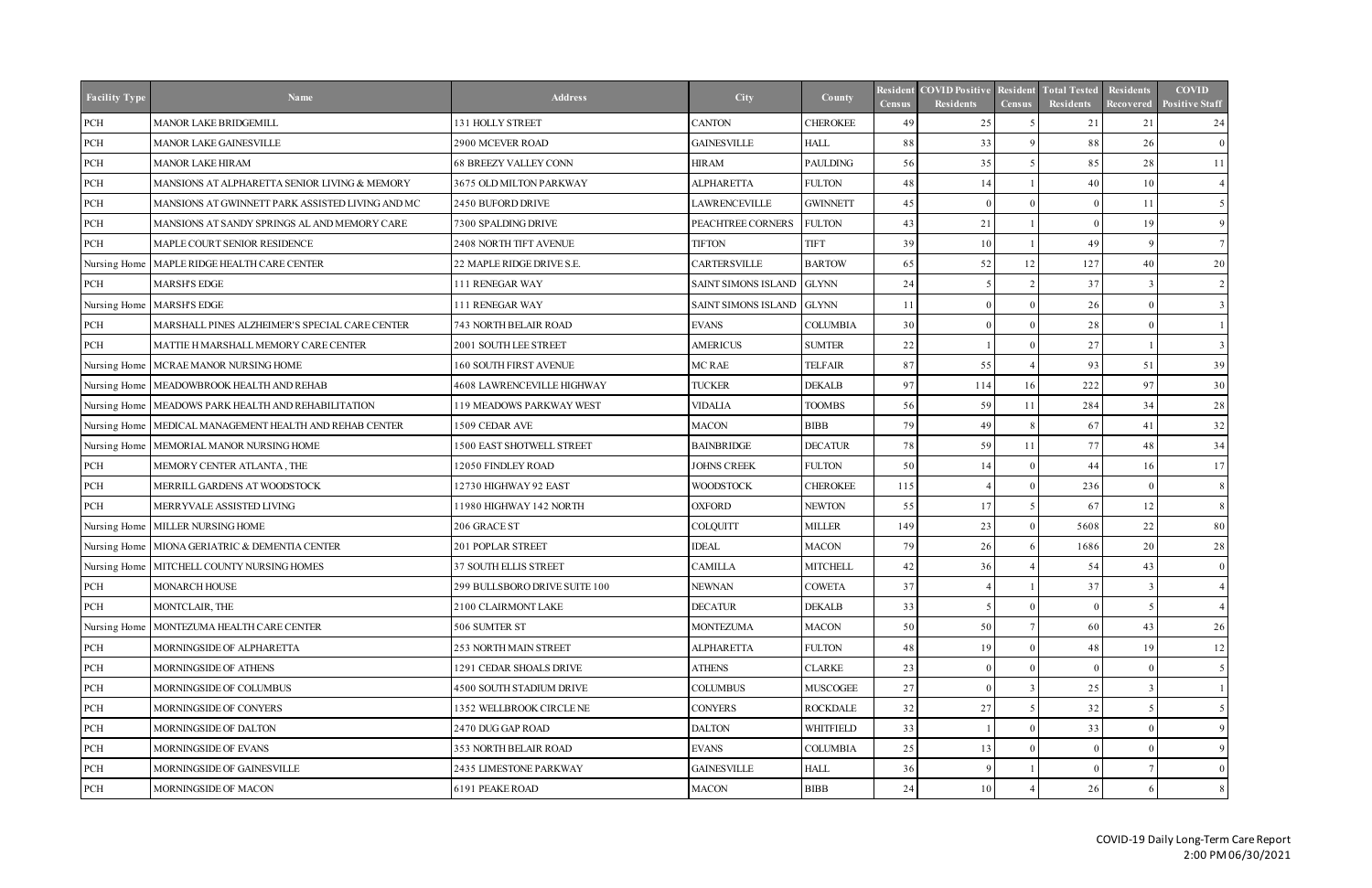| Facility Type | Name | Address | City | County | Resident Census | COVID Positive Residents | Resident Census | Total Tested Residents | Residents Recovered | COVID Positive Staff |
|---|---|---|---|---|---|---|---|---|---|---|
| PCH | MANOR LAKE BRIDGEMILL | 131 HOLLY STREET | CANTON | CHEROKEE | 49 | 25 | 5 | 21 | 21 | 24 |
| PCH | MANOR LAKE GAINESVILLE | 2900 MCEVER ROAD | GAINESVILLE | HALL | 88 | 33 | 9 | 88 | 26 | 0 |
| PCH | MANOR LAKE HIRAM | 68 BREEZY VALLEY CONN | HIRAM | PAULDING | 56 | 35 | 5 | 85 | 28 | 11 |
| PCH | MANSIONS AT ALPHARETTA SENIOR LIVING & MEMORY | 3675 OLD MILTON PARKWAY | ALPHARETTA | FULTON | 48 | 14 | 1 | 40 | 10 | 4 |
| PCH | MANSIONS AT GWINNETT PARK ASSISTED LIVING AND MC | 2450 BUFORD DRIVE | LAWRENCEVILLE | GWINNETT | 45 | 0 | 0 | 0 | 11 | 5 |
| PCH | MANSIONS AT SANDY SPRINGS AL AND MEMORY CARE | 7300 SPALDING DRIVE | PEACHTREE CORNERS | FULTON | 43 | 21 | 1 | 0 | 19 | 9 |
| PCH | MAPLE COURT SENIOR RESIDENCE | 2408 NORTH TIFT AVENUE | TIFTON | TIFT | 39 | 10 | 1 | 49 | 9 | 7 |
| Nursing Home | MAPLE RIDGE HEALTH CARE CENTER | 22 MAPLE RIDGE DRIVE S.E. | CARTERSVILLE | BARTOW | 65 | 52 | 12 | 127 | 40 | 20 |
| PCH | MARSH'S EDGE | 111 RENEGAR WAY | SAINT SIMONS ISLAND | GLYNN | 24 | 5 | 2 | 37 | 3 | 2 |
| Nursing Home | MARSH'S EDGE | 111 RENEGAR WAY | SAINT SIMONS ISLAND | GLYNN | 11 | 0 | 0 | 26 | 0 | 3 |
| PCH | MARSHALL PINES ALZHEIMER'S SPECIAL CARE CENTER | 743 NORTH BELAIR ROAD | EVANS | COLUMBIA | 30 | 0 | 0 | 28 | 0 | 1 |
| PCH | MATTIE H MARSHALL MEMORY CARE CENTER | 2001 SOUTH LEE STREET | AMERICUS | SUMTER | 22 | 1 | 0 | 27 | 1 | 3 |
| Nursing Home | MCRAE MANOR NURSING HOME | 160 SOUTH FIRST AVENUE | MC RAE | TELFAIR | 87 | 55 | 4 | 93 | 51 | 39 |
| Nursing Home | MEADOWBROOK HEALTH AND REHAB | 4608 LAWRENCEVILLE HIGHWAY | TUCKER | DEKALB | 97 | 114 | 16 | 222 | 97 | 30 |
| Nursing Home | MEADOWS PARK HEALTH AND REHABILITATION | 119 MEADOWS PARKWAY WEST | VIDALIA | TOOMBS | 56 | 59 | 11 | 284 | 34 | 28 |
| Nursing Home | MEDICAL MANAGEMENT HEALTH AND REHAB CENTER | 1509 CEDAR AVE | MACON | BIBB | 79 | 49 | 8 | 67 | 41 | 32 |
| Nursing Home | MEMORIAL MANOR NURSING HOME | 1500 EAST SHOTWELL STREET | BAINBRIDGE | DECATUR | 78 | 59 | 11 | 77 | 48 | 34 |
| PCH | MEMORY CENTER ATLANTA , THE | 12050 FINDLEY ROAD | JOHNS CREEK | FULTON | 50 | 14 | 0 | 44 | 16 | 17 |
| PCH | MERRILL GARDENS AT WOODSTOCK | 12730 HIGHWAY 92 EAST | WOODSTOCK | CHEROKEE | 115 | 4 | 0 | 236 | 0 | 8 |
| PCH | MERRYVALE ASSISTED LIVING | 11980 HIGHWAY 142 NORTH | OXFORD | NEWTON | 55 | 17 | 5 | 67 | 12 | 8 |
| Nursing Home | MILLER NURSING HOME | 206 GRACE ST | COLQUITT | MILLER | 149 | 23 | 0 | 5608 | 22 | 80 |
| Nursing Home | MIONA GERIATRIC & DEMENTIA CENTER | 201 POPLAR STREET | IDEAL | MACON | 79 | 26 | 6 | 1686 | 20 | 28 |
| Nursing Home | MITCHELL COUNTY NURSING HOMES | 37 SOUTH ELLIS STREET | CAMILLA | MITCHELL | 42 | 36 | 4 | 54 | 43 | 0 |
| PCH | MONARCH HOUSE | 299 BULLSBORO DRIVE SUITE 100 | NEWNAN | COWETA | 37 | 4 | 1 | 37 | 3 | 4 |
| PCH | MONTCLAIR, THE | 2100 CLAIRMONT LAKE | DECATUR | DEKALB | 33 | 5 | 0 | 0 | 5 | 4 |
| Nursing Home | MONTEZUMA HEALTH CARE CENTER | 506 SUMTER ST | MONTEZUMA | MACON | 50 | 50 | 7 | 60 | 43 | 26 |
| PCH | MORNINGSIDE OF ALPHARETTA | 253 NORTH MAIN STREET | ALPHARETTA | FULTON | 48 | 19 | 0 | 48 | 19 | 12 |
| PCH | MORNINGSIDE OF ATHENS | 1291 CEDAR SHOALS DRIVE | ATHENS | CLARKE | 23 | 0 | 0 | 0 | 0 | 5 |
| PCH | MORNINGSIDE OF COLUMBUS | 4500 SOUTH STADIUM DRIVE | COLUMBUS | MUSCOGEE | 27 | 0 | 3 | 25 | 3 | 1 |
| PCH | MORNINGSIDE OF CONYERS | 1352 WELLBROOK CIRCLE NE | CONYERS | ROCKDALE | 32 | 27 | 5 | 32 | 5 | 5 |
| PCH | MORNINGSIDE OF DALTON | 2470 DUG GAP ROAD | DALTON | WHITFIELD | 33 | 1 | 0 | 33 | 0 | 9 |
| PCH | MORNINGSIDE OF EVANS | 353 NORTH BELAIR ROAD | EVANS | COLUMBIA | 25 | 13 | 0 | 0 | 0 | 9 |
| PCH | MORNINGSIDE OF GAINESVILLE | 2435 LIMESTONE PARKWAY | GAINESVILLE | HALL | 36 | 9 | 1 | 0 | 7 | 0 |
| PCH | MORNINGSIDE OF MACON | 6191 PEAKE ROAD | MACON | BIBB | 24 | 10 | 4 | 26 | 6 | 8 |

COVID-19 Daily Long-Term Care Report
2:00 PM 06/30/2021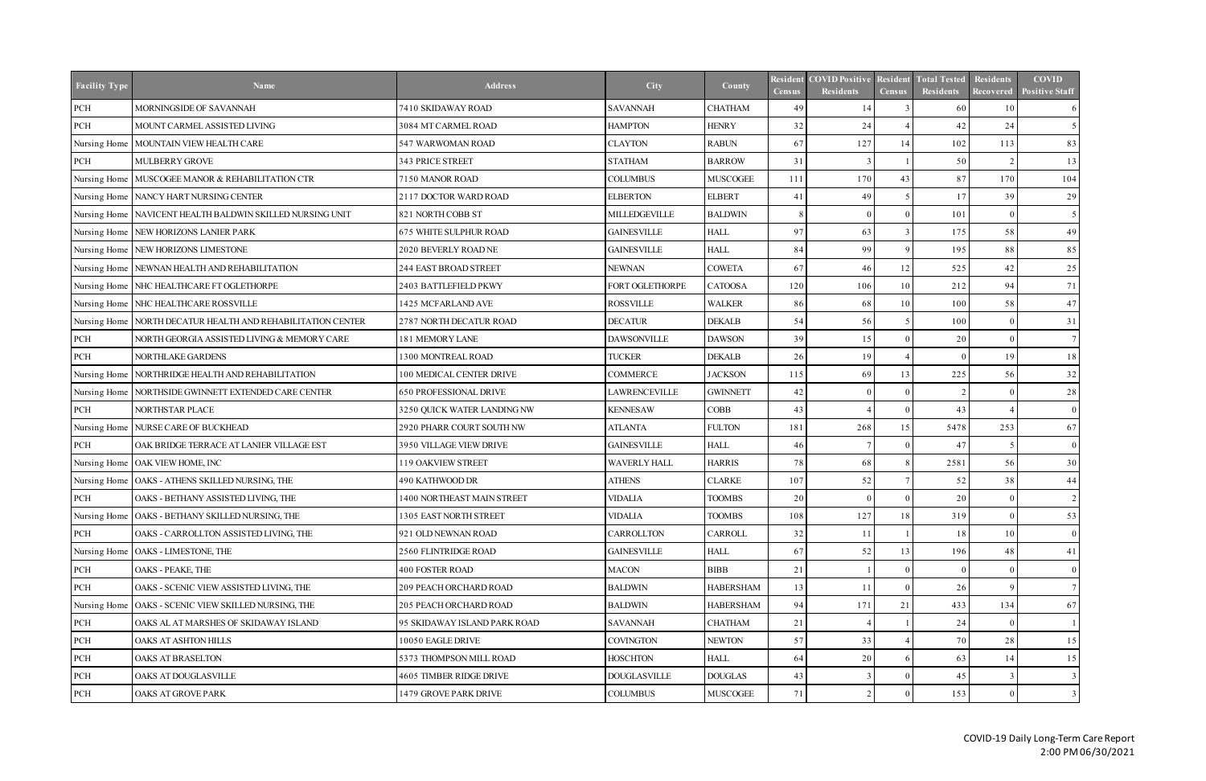| Facility Type | Name | Address | City | County | Resident Census | COVID Positive Residents | Resident Census | Total Tested Residents | Residents Recovered | COVID Positive Staff |
|---|---|---|---|---|---|---|---|---|---|---|
| PCH | MORNINGSIDE OF SAVANNAH | 7410 SKIDAWAY ROAD | SAVANNAH | CHATHAM | 49 | 14 | 3 | 60 | 10 | 6 |
| PCH | MOUNT CARMEL ASSISTED LIVING | 3084 MT CARMEL ROAD | HAMPTON | HENRY | 32 | 24 | 4 | 42 | 24 | 5 |
| Nursing Home | MOUNTAIN VIEW HEALTH CARE | 547 WARWOMAN ROAD | CLAYTON | RABUN | 67 | 127 | 14 | 102 | 113 | 83 |
| PCH | MULBERRY GROVE | 343 PRICE STREET | STATHAM | BARROW | 31 | 3 | 1 | 50 | 2 | 13 |
| Nursing Home | MUSCOGEE MANOR & REHABILITATION CTR | 7150 MANOR ROAD | COLUMBUS | MUSCOGEE | 111 | 170 | 43 | 87 | 170 | 104 |
| Nursing Home | NANCY HART NURSING CENTER | 2117 DOCTOR WARD ROAD | ELBERTON | ELBERT | 41 | 49 | 5 | 17 | 39 | 29 |
| Nursing Home | NAVICENT HEALTH BALDWIN SKILLED NURSING UNIT | 821 NORTH COBB ST | MILLEDGEVILLE | BALDWIN | 8 | 0 | 0 | 101 | 0 | 5 |
| Nursing Home | NEW HORIZONS LANIER PARK | 675 WHITE SULPHUR ROAD | GAINESVILLE | HALL | 97 | 63 | 3 | 175 | 58 | 49 |
| Nursing Home | NEW HORIZONS LIMESTONE | 2020 BEVERLY ROAD NE | GAINESVILLE | HALL | 84 | 99 | 9 | 195 | 88 | 85 |
| Nursing Home | NEWNAN HEALTH AND REHABILITATION | 244 EAST BROAD STREET | NEWNAN | COWETA | 67 | 46 | 12 | 525 | 42 | 25 |
| Nursing Home | NHC HEALTHCARE FT OGLETHORPE | 2403 BATTLEFIELD PKWY | FORT OGLETHORPE | CATOOSA | 120 | 106 | 10 | 212 | 94 | 71 |
| Nursing Home | NHC HEALTHCARE ROSSVILLE | 1425 MCFARLAND AVE | ROSSVILLE | WALKER | 86 | 68 | 10 | 100 | 58 | 47 |
| Nursing Home | NORTH DECATUR HEALTH AND REHABILITATION CENTER | 2787 NORTH DECATUR ROAD | DECATUR | DEKALB | 54 | 56 | 5 | 100 | 0 | 31 |
| PCH | NORTH GEORGIA ASSISTED LIVING & MEMORY CARE | 181 MEMORY LANE | DAWSONVILLE | DAWSON | 39 | 15 | 0 | 20 | 0 | 7 |
| PCH | NORTHLAKE GARDENS | 1300 MONTREAL ROAD | TUCKER | DEKALB | 26 | 19 | 4 | 0 | 19 | 18 |
| Nursing Home | NORTHRIDGE HEALTH AND REHABILITATION | 100 MEDICAL CENTER DRIVE | COMMERCE | JACKSON | 115 | 69 | 13 | 225 | 56 | 32 |
| Nursing Home | NORTHSIDE GWINNETT EXTENDED CARE CENTER | 650 PROFESSIONAL DRIVE | LAWRENCEVILLE | GWINNETT | 42 | 0 | 0 | 2 | 0 | 28 |
| PCH | NORTHSTAR PLACE | 3250 QUICK WATER LANDING NW | KENNESAW | COBB | 43 | 4 | 0 | 43 | 4 | 0 |
| Nursing Home | NURSE CARE OF BUCKHEAD | 2920 PHARR COURT SOUTH NW | ATLANTA | FULTON | 181 | 268 | 15 | 5478 | 253 | 67 |
| PCH | OAK BRIDGE TERRACE AT LANIER VILLAGE EST | 3950 VILLAGE VIEW DRIVE | GAINESVILLE | HALL | 46 | 7 | 0 | 47 | 5 | 0 |
| Nursing Home | OAK VIEW HOME, INC | 119 OAKVIEW STREET | WAVERLY HALL | HARRIS | 78 | 68 | 8 | 2581 | 56 | 30 |
| Nursing Home | OAKS - ATHENS SKILLED NURSING, THE | 490 KATHWOOD DR | ATHENS | CLARKE | 107 | 52 | 7 | 52 | 38 | 44 |
| PCH | OAKS - BETHANY ASSISTED LIVING, THE | 1400 NORTHEAST MAIN STREET | VIDALIA | TOOMBS | 20 | 0 | 0 | 20 | 0 | 2 |
| Nursing Home | OAKS - BETHANY SKILLED NURSING, THE | 1305 EAST NORTH STREET | VIDALIA | TOOMBS | 108 | 127 | 18 | 319 | 0 | 53 |
| PCH | OAKS - CARROLLTON ASSISTED LIVING, THE | 921 OLD NEWNAN ROAD | CARROLLTON | CARROLL | 32 | 11 | 1 | 18 | 10 | 0 |
| Nursing Home | OAKS - LIMESTONE, THE | 2560 FLINTRIDGE ROAD | GAINESVILLE | HALL | 67 | 52 | 13 | 196 | 48 | 41 |
| PCH | OAKS - PEAKE, THE | 400 FOSTER ROAD | MACON | BIBB | 21 | 1 | 0 | 0 | 0 | 0 |
| PCH | OAKS - SCENIC VIEW ASSISTED LIVING, THE | 209 PEACH ORCHARD ROAD | BALDWIN | HABERSHAM | 13 | 11 | 0 | 26 | 9 | 7 |
| Nursing Home | OAKS - SCENIC VIEW SKILLED NURSING, THE | 205 PEACH ORCHARD ROAD | BALDWIN | HABERSHAM | 94 | 171 | 21 | 433 | 134 | 67 |
| PCH | OAKS AL AT MARSHES OF SKIDAWAY ISLAND | 95 SKIDAWAY ISLAND PARK ROAD | SAVANNAH | CHATHAM | 21 | 4 | 1 | 24 | 0 | 1 |
| PCH | OAKS AT ASHTON HILLS | 10050 EAGLE DRIVE | COVINGTON | NEWTON | 57 | 33 | 4 | 70 | 28 | 15 |
| PCH | OAKS AT BRASELTON | 5373 THOMPSON MILL ROAD | HOSCHTON | HALL | 64 | 20 | 6 | 63 | 14 | 15 |
| PCH | OAKS AT DOUGLASVILLE | 4605 TIMBER RIDGE DRIVE | DOUGLASVILLE | DOUGLAS | 43 | 3 | 0 | 45 | 3 | 3 |
| PCH | OAKS AT GROVE PARK | 1479 GROVE PARK DRIVE | COLUMBUS | MUSCOGEE | 71 | 2 | 0 | 153 | 0 | 3 |

COVID-19 Daily Long-Term Care Report
2:00 PM 06/30/2021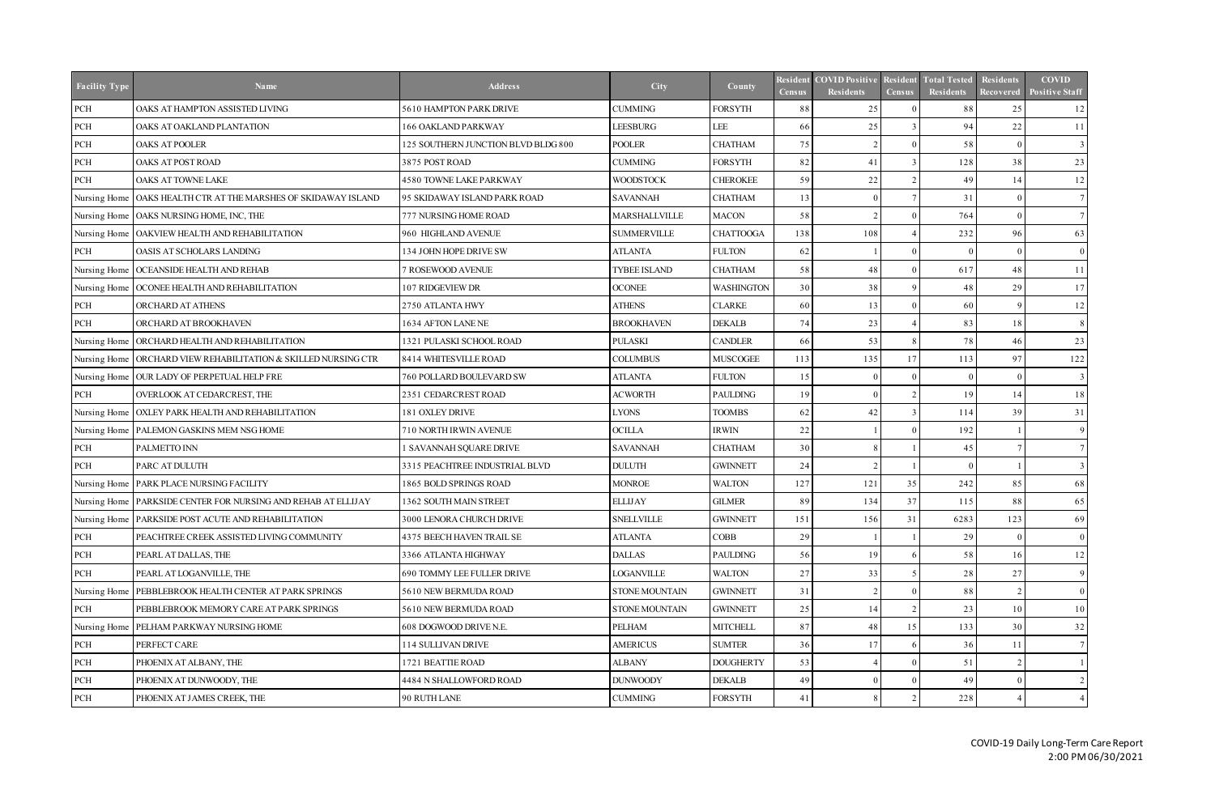| Facility Type | Name | Address | City | County | Resident Census | COVID Positive Residents | Resident Census | Total Tested Residents | Residents Recovered | COVID Positive Staff |
|---|---|---|---|---|---|---|---|---|---|---|
| PCH | OAKS AT HAMPTON ASSISTED LIVING | 5610 HAMPTON PARK DRIVE | CUMMING | FORSYTH | 88 | 25 | 0 | 88 | 25 | 12 |
| PCH | OAKS AT OAKLAND PLANTATION | 166 OAKLAND PARKWAY | LEESBURG | LEE | 66 | 25 | 3 | 94 | 22 | 11 |
| PCH | OAKS AT POOLER | 125 SOUTHERN JUNCTION BLVD BLDG 800 | POOLER | CHATHAM | 75 | 2 | 0 | 58 | 0 | 3 |
| PCH | OAKS AT POST ROAD | 3875 POST ROAD | CUMMING | FORSYTH | 82 | 41 | 3 | 128 | 38 | 23 |
| PCH | OAKS AT TOWNE LAKE | 4580 TOWNE LAKE PARKWAY | WOODSTOCK | CHEROKEE | 59 | 22 | 2 | 49 | 14 | 12 |
| Nursing Home | OAKS HEALTH CTR AT THE MARSHES OF SKIDAWAY ISLAND | 95 SKIDAWAY ISLAND PARK ROAD | SAVANNAH | CHATHAM | 13 | 0 | 7 | 31 | 0 | 7 |
| Nursing Home | OAKS NURSING HOME, INC, THE | 777 NURSING HOME ROAD | MARSHALLVILLE | MACON | 58 | 2 | 0 | 764 | 0 | 7 |
| Nursing Home | OAKVIEW HEALTH AND REHABILITATION | 960 HIGHLAND AVENUE | SUMMERVILLE | CHATTOOGA | 138 | 108 | 4 | 232 | 96 | 63 |
| PCH | OASIS AT SCHOLARS LANDING | 134 JOHN HOPE DRIVE SW | ATLANTA | FULTON | 62 | 1 | 0 | 0 | 0 | 0 |
| Nursing Home | OCEANSIDE HEALTH AND REHAB | 7 ROSEWOOD AVENUE | TYBEE ISLAND | CHATHAM | 58 | 48 | 0 | 617 | 48 | 11 |
| Nursing Home | OCONEE HEALTH AND REHABILITATION | 107 RIDGEVIEW DR | OCONEE | WASHINGTON | 30 | 38 | 9 | 48 | 29 | 17 |
| PCH | ORCHARD AT ATHENS | 2750 ATLANTA HWY | ATHENS | CLARKE | 60 | 13 | 0 | 60 | 9 | 12 |
| PCH | ORCHARD AT BROOKHAVEN | 1634 AFTON LANE NE | BROOKHAVEN | DEKALB | 74 | 23 | 4 | 83 | 18 | 8 |
| Nursing Home | ORCHARD HEALTH AND REHABILITATION | 1321 PULASKI SCHOOL ROAD | PULASKI | CANDLER | 66 | 53 | 8 | 78 | 46 | 23 |
| Nursing Home | ORCHARD VIEW REHABILITATION & SKILLED NURSING CTR | 8414 WHITESVILLE ROAD | COLUMBUS | MUSCOGEE | 113 | 135 | 17 | 113 | 97 | 122 |
| Nursing Home | OUR LADY OF PERPETUAL HELP FRE | 760 POLLARD BOULEVARD SW | ATLANTA | FULTON | 15 | 0 | 0 | 0 | 0 | 3 |
| PCH | OVERLOOK AT CEDARCREST, THE | 2351 CEDARCREST ROAD | ACWORTH | PAULDING | 19 | 0 | 2 | 19 | 14 | 18 |
| Nursing Home | OXLEY PARK HEALTH AND REHABILITATION | 181 OXLEY DRIVE | LYONS | TOOMBS | 62 | 42 | 3 | 114 | 39 | 31 |
| Nursing Home | PALEMON GASKINS MEM NSG HOME | 710 NORTH IRWIN AVENUE | OCILLA | IRWIN | 22 | 1 | 0 | 192 | 1 | 9 |
| PCH | PALMETTO INN | 1 SAVANNAH SQUARE DRIVE | SAVANNAH | CHATHAM | 30 | 8 | 1 | 45 | 7 | 7 |
| PCH | PARC AT DULUTH | 3315 PEACHTREE INDUSTRIAL BLVD | DULUTH | GWINNETT | 24 | 2 | 1 | 0 | 1 | 3 |
| Nursing Home | PARK PLACE NURSING FACILITY | 1865 BOLD SPRINGS ROAD | MONROE | WALTON | 127 | 121 | 35 | 242 | 85 | 68 |
| Nursing Home | PARKSIDE CENTER FOR NURSING AND REHAB AT ELLIJAY | 1362 SOUTH MAIN STREET | ELLIJAY | GILMER | 89 | 134 | 37 | 115 | 88 | 65 |
| Nursing Home | PARKSIDE POST ACUTE AND REHABILITATION | 3000 LENORA CHURCH DRIVE | SNELLVILLE | GWINNETT | 151 | 156 | 31 | 6283 | 123 | 69 |
| PCH | PEACHTREE CREEK ASSISTED LIVING COMMUNITY | 4375 BEECH HAVEN TRAIL SE | ATLANTA | COBB | 29 | 1 | 1 | 29 | 0 | 0 |
| PCH | PEARL AT DALLAS, THE | 3366 ATLANTA HIGHWAY | DALLAS | PAULDING | 56 | 19 | 6 | 58 | 16 | 12 |
| PCH | PEARL AT LOGANVILLE, THE | 690 TOMMY LEE FULLER DRIVE | LOGANVILLE | WALTON | 27 | 33 | 5 | 28 | 27 | 9 |
| Nursing Home | PEBBLEBROOK HEALTH CENTER AT PARK SPRINGS | 5610 NEW BERMUDA ROAD | STONE MOUNTAIN | GWINNETT | 31 | 2 | 0 | 88 | 2 | 0 |
| PCH | PEBBLEBROOK MEMORY CARE AT PARK SPRINGS | 5610 NEW BERMUDA ROAD | STONE MOUNTAIN | GWINNETT | 25 | 14 | 2 | 23 | 10 | 10 |
| Nursing Home | PELHAM PARKWAY NURSING HOME | 608 DOGWOOD DRIVE N.E. | PELHAM | MITCHELL | 87 | 48 | 15 | 133 | 30 | 32 |
| PCH | PERFECT CARE | 114 SULLIVAN DRIVE | AMERICUS | SUMTER | 36 | 17 | 6 | 36 | 11 | 7 |
| PCH | PHOENIX AT ALBANY, THE | 1721 BEATTIE ROAD | ALBANY | DOUGHERTY | 53 | 4 | 0 | 51 | 2 | 1 |
| PCH | PHOENIX AT DUNWOODY, THE | 4484 N SHALLOWFORD ROAD | DUNWOODY | DEKALB | 49 | 0 | 0 | 49 | 0 | 2 |
| PCH | PHOENIX AT JAMES CREEK, THE | 90 RUTH LANE | CUMMING | FORSYTH | 41 | 8 | 2 | 228 | 4 | 4 |

COVID-19 Daily Long-Term Care Report
2:00 PM 06/30/2021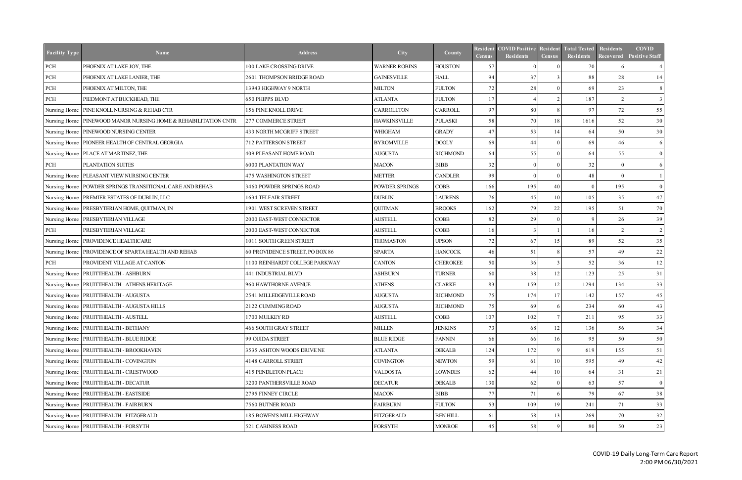| Facility Type | Name | Address | City | County | Resident Census | COVID Positive Residents | Resident Census | Total Tested Residents | Residents Recovered | COVID Positive Staff |
|---|---|---|---|---|---|---|---|---|---|---|
| PCH | PHOENIX AT LAKE JOY, THE | 100 LAKE CROSSING DRIVE | WARNER ROBINS | HOUSTON | 57 | 0 | 0 | 70 | 6 | 4 |
| PCH | PHOENIX AT LAKE LANIER, THE | 2601 THOMPSON BRIDGE ROAD | GAINESVILLE | HALL | 94 | 37 | 3 | 88 | 28 | 14 |
| PCH | PHOENIX AT MILTON, THE | 13943 HIGHWAY 9 NORTH | MILTON | FULTON | 72 | 28 | 0 | 69 | 23 | 8 |
| PCH | PIEDMONT AT BUCKHEAD, THE | 650 PHIPPS BLVD | ATLANTA | FULTON | 17 | 4 | 2 | 187 | 2 | 3 |
| Nursing Home | PINE KNOLL NURSING & REHAB CTR | 156 PINE KNOLL DRIVE | CARROLLTON | CARROLL | 97 | 80 | 8 | 97 | 72 | 55 |
| Nursing Home | PINEWOOD MANOR NURSING HOME & REHABILITATION CNTR | 277 COMMERCE STREET | HAWKINSVILLE | PULASKI | 58 | 70 | 18 | 1616 | 52 | 30 |
| Nursing Home | PINEWOOD NURSING CENTER | 433 NORTH MCGRIFF STREET | WHIGHAM | GRADY | 47 | 53 | 14 | 64 | 50 | 30 |
| Nursing Home | PIONEER HEALTH OF CENTRAL GEORGIA | 712 PATTERSON STREET | BYROMVILLE | DOOLY | 69 | 44 | 0 | 69 | 46 | 6 |
| Nursing Home | PLACE AT MARTINEZ, THE | 409 PLEASANT HOME ROAD | AUGUSTA | RICHMOND | 64 | 55 | 0 | 64 | 55 | 0 |
| PCH | PLANTATION SUITES | 6000 PLANTATION WAY | MACON | BIBB | 32 | 0 | 0 | 32 | 0 | 6 |
| Nursing Home | PLEASANT VIEW NURSING CENTER | 475 WASHINGTON STREET | METTER | CANDLER | 99 | 0 | 0 | 48 | 0 | 1 |
| Nursing Home | POWDER SPRINGS TRANSITIONAL CARE AND REHAB | 3460 POWDER SPRINGS ROAD | POWDER SPRINGS | COBB | 166 | 195 | 40 | 0 | 195 | 0 |
| Nursing Home | PREMIER ESTATES OF DUBLIN, LLC | 1634 TELFAIR STREET | DUBLIN | LAURENS | 76 | 45 | 10 | 105 | 35 | 47 |
| Nursing Home | PRESBYTERIAN HOME, QUITMAN, IN | 1901 WEST SCREVEN STREET | QUITMAN | BROOKS | 162 | 79 | 22 | 195 | 51 | 70 |
| Nursing Home | PRESBYTERIAN VILLAGE | 2000 EAST-WEST CONNECTOR | AUSTELL | COBB | 82 | 29 | 0 | 9 | 26 | 39 |
| PCH | PRESBYTERIAN VILLAGE | 2000 EAST-WEST CONNECTOR | AUSTELL | COBB | 16 | 3 | 1 | 16 | 2 | 2 |
| Nursing Home | PROVIDENCE HEALTHCARE | 1011 SOUTH GREEN STREET | THOMASTON | UPSON | 72 | 67 | 15 | 89 | 52 | 35 |
| Nursing Home | PROVIDENCE OF SPARTA HEALTH AND REHAB | 60 PROVIDENCE STREET, PO BOX 86 | SPARTA | HANCOCK | 46 | 51 | 8 | 57 | 49 | 22 |
| PCH | PROVIDENT VILLAGE AT CANTON | 1100 REINHARDT COLLEGE PARKWAY | CANTON | CHEROKEE | 50 | 36 | 3 | 52 | 36 | 12 |
| Nursing Home | PRUITTHEALTH - ASHBURN | 441 INDUSTRIAL BLVD | ASHBURN | TURNER | 60 | 38 | 12 | 123 | 25 | 31 |
| Nursing Home | PRUITTHEALTH - ATHENS HERITAGE | 960 HAWTHORNE AVENUE | ATHENS | CLARKE | 83 | 159 | 12 | 1294 | 134 | 33 |
| Nursing Home | PRUITTHEALTH - AUGUSTA | 2541 MILLEDGEVILLE ROAD | AUGUSTA | RICHMOND | 75 | 174 | 17 | 142 | 157 | 45 |
| Nursing Home | PRUITTHEALTH - AUGUSTA HILLS | 2122 CUMMING ROAD | AUGUSTA | RICHMOND | 75 | 69 | 6 | 234 | 60 | 43 |
| Nursing Home | PRUITTHEALTH - AUSTELL | 1700 MULKEY RD | AUSTELL | COBB | 107 | 102 | 7 | 211 | 95 | 33 |
| Nursing Home | PRUITTHEALTH - BETHANY | 466 SOUTH GRAY STREET | MILLEN | JENKINS | 73 | 68 | 12 | 136 | 56 | 34 |
| Nursing Home | PRUITTHEALTH - BLUE RIDGE | 99 OUIDA STREET | BLUE RIDGE | FANNIN | 66 | 66 | 16 | 95 | 50 | 50 |
| Nursing Home | PRUITTHEALTH - BROOKHAVEN | 3535 ASHTON WOODS DRIVE NE | ATLANTA | DEKALB | 124 | 172 | 9 | 619 | 155 | 51 |
| Nursing Home | PRUITTHEALTH - COVINGTON | 4148 CARROLL STREET | COVINGTON | NEWTON | 59 | 61 | 10 | 595 | 49 | 42 |
| Nursing Home | PRUITTHEALTH - CRESTWOOD | 415 PENDLETON PLACE | VALDOSTA | LOWNDES | 62 | 44 | 10 | 64 | 31 | 21 |
| Nursing Home | PRUITTHEALTH - DECATUR | 3200 PANTHERSVILLE ROAD | DECATUR | DEKALB | 130 | 62 | 0 | 63 | 57 | 0 |
| Nursing Home | PRUITTHEALTH - EASTSIDE | 2795 FINNEY CIRCLE | MACON | BIBB | 77 | 71 | 6 | 79 | 67 | 38 |
| Nursing Home | PRUITTHEALTH - FAIRBURN | 7560 BUTNER ROAD | FAIRBURN | FULTON | 53 | 109 | 19 | 241 | 71 | 33 |
| Nursing Home | PRUITTHEALTH - FITZGERALD | 185 BOWEN'S MILL HIGHWAY | FITZGERALD | BEN HILL | 61 | 58 | 13 | 269 | 70 | 32 |
| Nursing Home | PRUITTHEALTH - FORSYTH | 521 CABINESS ROAD | FORSYTH | MONROE | 45 | 58 | 9 | 80 | 50 | 23 |

COVID-19 Daily Long-Term Care Report
2:00 PM 06/30/2021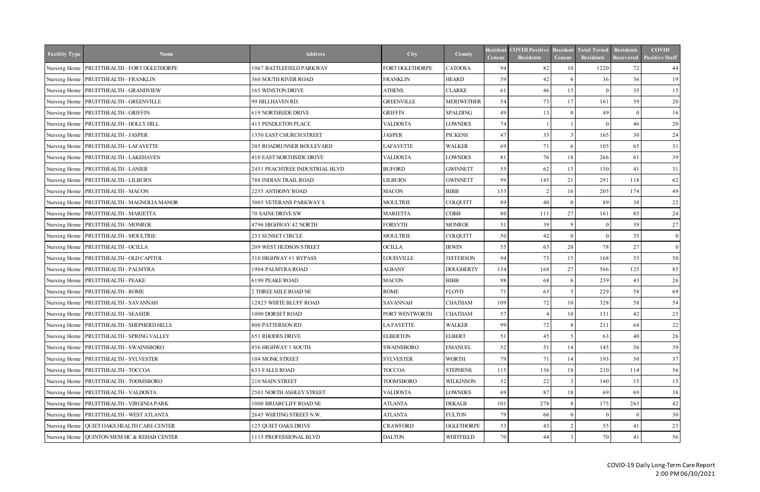| Facility Type | Name | Address | City | County | Resident Census | COVID Positive Residents | Resident Census | Total Tested Residents | Residents Recovered | COVID Positive Staff |
|---|---|---|---|---|---|---|---|---|---|---|
| Nursing Home | PRUITTHEALTH - FORT OGLETHORPE | 1067 BATTLEFIELD PARKWAY | FORT OGLETHORPE | CATOOSA | 94 | 82 | 10 | 1220 | 72 | 44 |
| Nursing Home | PRUITTHEALTH - FRANKLIN | 360 SOUTH RIVER ROAD | FRANKLIN | HEARD | 59 | 42 | 6 | 36 | 36 | 19 |
| Nursing Home | PRUITTHEALTH - GRANDVIEW | 165 WINSTON DRIVE | ATHENS | CLARKE | 61 | 46 | 13 | 0 | 35 | 15 |
| Nursing Home | PRUITTHEALTH - GREENVILLE | 99 HILLHAVEN RD. | GREENVILLE | MERIWETHER | 54 | 73 | 17 | 161 | 59 | 20 |
| Nursing Home | PRUITTHEALTH - GRIFFIN | 619 NORTHSIDE DRIVE | GRIFFIN | SPALDING | 49 | 13 | 0 | 49 | 0 | 16 |
| Nursing Home | PRUITTHEALTH - HOLLY HILL | 413 PENDLETON PLACE | VALDOSTA | LOWNDES | 74 | 1 | 1 | 0 | 46 | 20 |
| Nursing Home | PRUITTHEALTH - JASPER | 1350 EAST CHURCH STREET | JASPER | PICKENS | 47 | 33 | 3 | 165 | 30 | 24 |
| Nursing Home | PRUITTHEALTH - LAFAYETTE | 205 ROADRUNNER BOULEVARD | LAFAYETTE | WALKER | 69 | 71 | 6 | 105 | 65 | 31 |
| Nursing Home | PRUITTHEALTH - LAKEHAVEN | 410 EAST NORTHSIDE DRIVE | VALDOSTA | LOWNDES | 81 | 76 | 18 | 266 | 61 | 39 |
| Nursing Home | PRUITTHEALTH - LANIER | 2451 PEACHTREE INDUSTRIAL BLVD | BUFORD | GWINNETT | 55 | 62 | 13 | 130 | 41 | 31 |
| Nursing Home | PRUITTHEALTH - LILBURN | 788 INDIAN TRAIL ROAD | LILBURN | GWINNETT | 99 | 145 | 21 | 291 | 118 | 62 |
| Nursing Home | PRUITTHEALTH - MACON | 2255 ANTHONY ROAD | MACON | BIBB | 153 | 2 | 16 | 205 | 174 | 49 |
| Nursing Home | PRUITTHEALTH - MAGNOLIA MANOR | 3003 VETERANS PARKWAY S | MOULTRIE | COLQUITT | 89 | 40 | 0 | 89 | 38 | 22 |
| Nursing Home | PRUITTHEALTH - MARIETTA | 70 SAINE DRIVE SW | MARIETTA | COBB | 80 | 111 | 27 | 161 | 85 | 24 |
| Nursing Home | PRUITTHEALTH - MONROE | 4796 HIGHWAY 42 NORTH | FORSYTH | MONROE | 51 | 39 | 9 | 0 | 39 | 27 |
| Nursing Home | PRUITTHEALTH - MOULTRIE | 233 SUNSET CIRCLE | MOULTRIE | COLQUITT | 50 | 42 | 0 | 0 | 35 | 0 |
| Nursing Home | PRUITTHEALTH - OCILLA | 209 WEST HUDSON STREET | OCILLA | IRWIN | 55 | 63 | 20 | 78 | 27 | 0 |
| Nursing Home | PRUITTHEALTH - OLD CAPITOL | 310 HIGHWAY #1 BYPASS | LOUISVILLE | JEFFERSON | 94 | 73 | 15 | 168 | 55 | 50 |
| Nursing Home | PRUITTHEALTH - PALMYRA | 1904 PALMYRA ROAD | ALBANY | DOUGHERTY | 134 | 168 | 27 | 566 | 125 | 85 |
| Nursing Home | PRUITTHEALTH - PEAKE | 6190 PEAKE ROAD | MACON | BIBB | 98 | 68 | 6 | 239 | 43 | 26 |
| Nursing Home | PRUITTHEALTH - ROME | 2 THREE MILE ROAD NE | ROME | FLOYD | 71 | 63 | 5 | 229 | 58 | 69 |
| Nursing Home | PRUITTHEALTH - SAVANNAH | 12825 WHITE BLUFF ROAD | SAVANNAH | CHATHAM | 109 | 72 | 10 | 328 | 58 | 54 |
| Nursing Home | PRUITTHEALTH - SEASIDE | 1000 DORSET ROAD | PORT WENTWORTH | CHATHAM | 57 | 4 | 10 | 131 | 42 | 25 |
| Nursing Home | PRUITTHEALTH - SHEPHERD HILLS | 800 PATTERSON RD | LA FAYETTE | WALKER | 99 | 72 | 8 | 211 | 64 | 22 |
| Nursing Home | PRUITTHEALTH - SPRING VALLEY | 651 RHODES DRIVE | ELBERTON | ELBERT | 51 | 45 | 5 | 63 | 40 | 26 |
| Nursing Home | PRUITTHEALTH - SWAINSBORO | 856 HIGHWAY 1 SOUTH | SWAINSBORO | EMANUEL | 52 | 51 | 14 | 145 | 36 | 39 |
| Nursing Home | PRUITTHEALTH - SYLVESTER | 104 MONK STREET | SYLVESTER | WORTH | 79 | 71 | 14 | 193 | 50 | 37 |
| Nursing Home | PRUITTHEALTH - TOCCOA | 633 FALLS ROAD | TOCCOA | STEPHENS | 115 | 136 | 18 | 210 | 114 | 56 |
| Nursing Home | PRUITTHEALTH - TOOMSBORO | 210 MAIN STREET | TOOMSBORO | WILKINSON | 52 | 22 | 3 | 140 | 15 | 15 |
| Nursing Home | PRUITTHEALTH - VALDOSTA | 2501 NORTH ASHLEY STREET | VALDOSTA | LOWNDES | 69 | 87 | 18 | 69 | 69 | 38 |
| Nursing Home | PRUITTHEALTH - VIRGINIA PARK | 1000 BRIARCLIFF ROAD NE | ATLANTA | DEKALB | 101 | 278 | 8 | 175 | 263 | 42 |
| Nursing Home | PRUITTHEALTH - WEST ATLANTA | 2645 WHITING STREET N.W. | ATLANTA | FULTON | 79 | 66 | 0 | 0 | 0 | 30 |
| Nursing Home | QUIET OAKS HEALTH CARE CENTER | 125 QUIET OAKS DRIVE | CRAWFORD | OGLETHORPE | 53 | 43 | 2 | 55 | 41 | 25 |
| Nursing Home | QUINTON MEM HC & REHAB CENTER | 1115 PROFESSIONAL BLVD | DALTON | WHITFIELD | 70 | 44 | 3 | 70 | 41 | 56 |

COVID-19 Daily Long-Term Care Report
2:00 PM 06/30/2021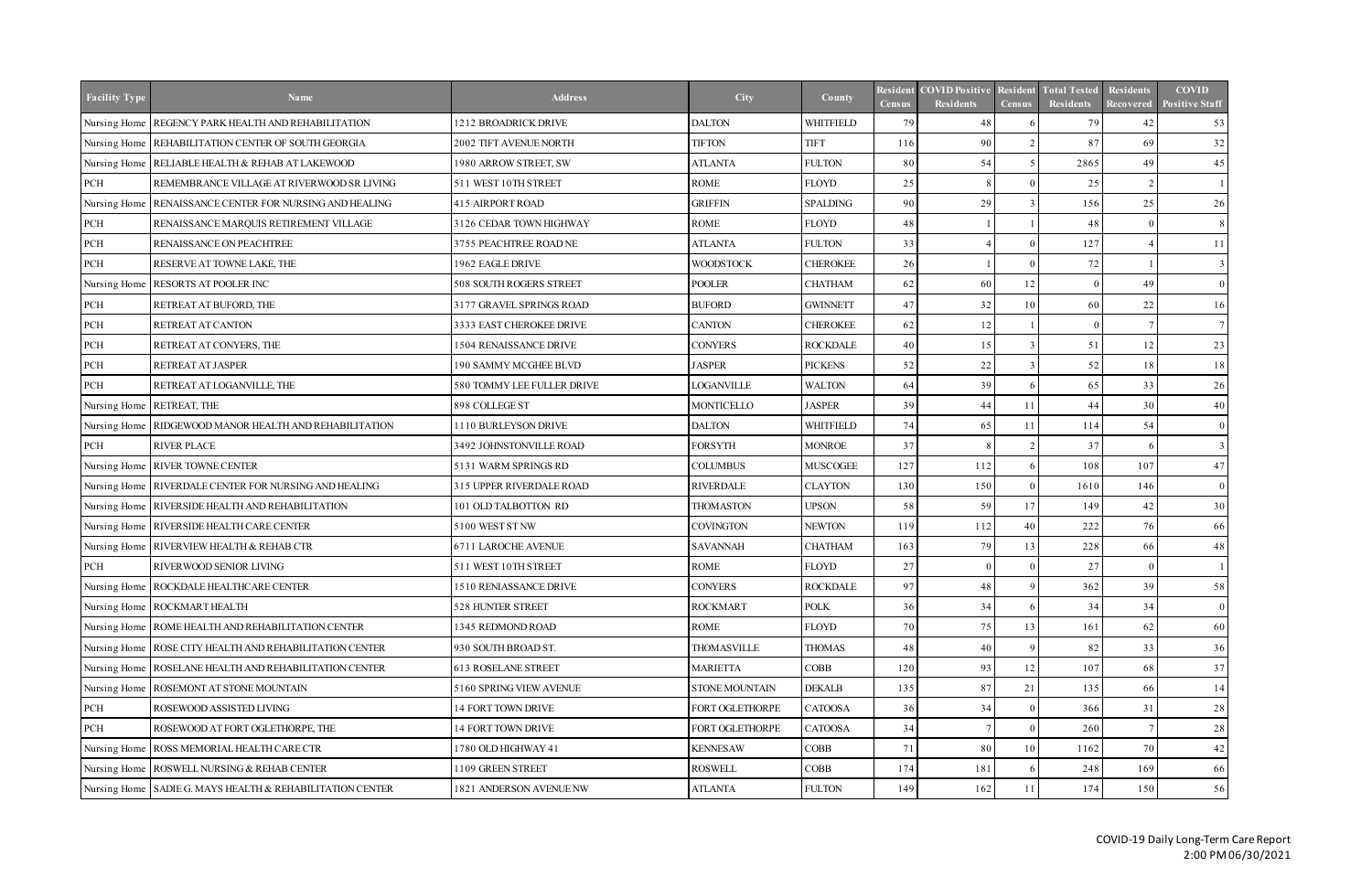| Facility Type | Name | Address | City | County | Resident Census | COVID Positive Residents | Resident Census | Total Tested Residents | Residents Recovered | COVID Positive Staff |
|---|---|---|---|---|---|---|---|---|---|---|
| Nursing Home | REGENCY PARK HEALTH AND REHABILITATION | 1212 BROADRICK DRIVE | DALTON | WHITFIELD | 79 | 48 | 6 | 79 | 42 | 53 |
| Nursing Home | REHABILITATION CENTER OF SOUTH GEORGIA | 2002 TIFT AVENUE NORTH | TIFTON | TIFT | 116 | 90 | 2 | 87 | 69 | 32 |
| Nursing Home | RELIABLE HEALTH & REHAB AT LAKEWOOD | 1980 ARROW STREET, SW | ATLANTA | FULTON | 80 | 54 | 5 | 2865 | 49 | 45 |
| PCH | REMEMBRANCE VILLAGE AT RIVERWOOD SR LIVING | 511 WEST 10TH STREET | ROME | FLOYD | 25 | 8 | 0 | 25 | 2 | 1 |
| Nursing Home | RENAISSANCE CENTER FOR NURSING AND HEALING | 415 AIRPORT ROAD | GRIFFIN | SPALDING | 90 | 29 | 3 | 156 | 25 | 26 |
| PCH | RENAISSANCE MARQUIS RETIREMENT VILLAGE | 3126 CEDAR TOWN HIGHWAY | ROME | FLOYD | 48 | 1 | 1 | 48 | 0 | 8 |
| PCH | RENAISSANCE ON PEACHTREE | 3755 PEACHTREE ROAD NE | ATLANTA | FULTON | 33 | 4 | 0 | 127 | 4 | 11 |
| PCH | RESERVE AT TOWNE LAKE, THE | 1962 EAGLE DRIVE | WOODSTOCK | CHEROKEE | 26 | 1 | 0 | 72 | 1 | 3 |
| Nursing Home | RESORTS AT POOLER INC | 508 SOUTH ROGERS STREET | POOLER | CHATHAM | 62 | 60 | 12 | 0 | 49 | 0 |
| PCH | RETREAT AT BUFORD, THE | 3177 GRAVEL SPRINGS ROAD | BUFORD | GWINNETT | 47 | 32 | 10 | 60 | 22 | 16 |
| PCH | RETREAT AT CANTON | 3333 EAST CHEROKEE DRIVE | CANTON | CHEROKEE | 62 | 12 | 1 | 0 | 7 | 7 |
| PCH | RETREAT AT CONYERS, THE | 1504 RENAISSANCE DRIVE | CONYERS | ROCKDALE | 40 | 15 | 3 | 51 | 12 | 23 |
| PCH | RETREAT AT JASPER | 190 SAMMY MCGHEE BLVD | JASPER | PICKENS | 52 | 22 | 3 | 52 | 18 | 18 |
| PCH | RETREAT AT LOGANVILLE, THE | 580 TOMMY LEE FULLER DRIVE | LOGANVILLE | WALTON | 64 | 39 | 6 | 65 | 33 | 26 |
| Nursing Home | RETREAT, THE | 898 COLLEGE ST | MONTICELLO | JASPER | 39 | 44 | 11 | 44 | 30 | 40 |
| Nursing Home | RIDGEWOOD MANOR HEALTH AND REHABILITATION | 1110 BURLEYSON DRIVE | DALTON | WHITFIELD | 74 | 65 | 11 | 114 | 54 | 0 |
| PCH | RIVER PLACE | 3492 JOHNSTONVILLE ROAD | FORSYTH | MONROE | 37 | 8 | 2 | 37 | 6 | 3 |
| Nursing Home | RIVER TOWNE CENTER | 5131 WARM SPRINGS RD | COLUMBUS | MUSCOGEE | 127 | 112 | 6 | 108 | 107 | 47 |
| Nursing Home | RIVERDALE CENTER FOR NURSING AND HEALING | 315 UPPER RIVERDALE ROAD | RIVERDALE | CLAYTON | 130 | 150 | 0 | 1610 | 146 | 0 |
| Nursing Home | RIVERSIDE HEALTH AND REHABILITATION | 101 OLD TALBOTTON RD | THOMASTON | UPSON | 58 | 59 | 17 | 149 | 42 | 30 |
| Nursing Home | RIVERSIDE HEALTH CARE CENTER | 5100 WEST ST NW | COVINGTON | NEWTON | 119 | 112 | 40 | 222 | 76 | 66 |
| Nursing Home | RIVERVIEW HEALTH & REHAB CTR | 6711 LAROCHE AVENUE | SAVANNAH | CHATHAM | 163 | 79 | 13 | 228 | 66 | 48 |
| PCH | RIVERWOOD SENIOR LIVING | 511 WEST 10TH STREET | ROME | FLOYD | 27 | 0 | 0 | 27 | 0 | 1 |
| Nursing Home | ROCKDALE HEALTHCARE CENTER | 1510 RENIASSANCE DRIVE | CONYERS | ROCKDALE | 97 | 48 | 9 | 362 | 39 | 58 |
| Nursing Home | ROCKMART HEALTH | 528 HUNTER STREET | ROCKMART | POLK | 36 | 34 | 6 | 34 | 34 | 0 |
| Nursing Home | ROME HEALTH AND REHABILITATION CENTER | 1345 REDMOND ROAD | ROME | FLOYD | 70 | 75 | 13 | 161 | 62 | 60 |
| Nursing Home | ROSE CITY HEALTH AND REHABILITATION CENTER | 930 SOUTH BROAD ST. | THOMASVILLE | THOMAS | 48 | 40 | 9 | 82 | 33 | 36 |
| Nursing Home | ROSELANE HEALTH AND REHABILITATION CENTER | 613 ROSELANE STREET | MARIETTA | COBB | 120 | 93 | 12 | 107 | 68 | 37 |
| Nursing Home | ROSEMONT AT STONE MOUNTAIN | 5160 SPRING VIEW AVENUE | STONE MOUNTAIN | DEKALB | 135 | 87 | 21 | 135 | 66 | 14 |
| PCH | ROSEWOOD ASSISTED LIVING | 14 FORT TOWN DRIVE | FORT OGLETHORPE | CATOOSA | 36 | 34 | 0 | 366 | 31 | 28 |
| PCH | ROSEWOOD AT FORT OGLETHORPE, THE | 14 FORT TOWN DRIVE | FORT OGLETHORPE | CATOOSA | 34 | 7 | 0 | 260 | 7 | 28 |
| Nursing Home | ROSS MEMORIAL HEALTH CARE CTR | 1780 OLD HIGHWAY 41 | KENNESAW | COBB | 71 | 80 | 10 | 1162 | 70 | 42 |
| Nursing Home | ROSWELL NURSING & REHAB CENTER | 1109 GREEN STREET | ROSWELL | COBB | 174 | 181 | 6 | 248 | 169 | 66 |
| Nursing Home | SADIE G. MAYS HEALTH & REHABILITATION CENTER | 1821 ANDERSON AVENUE NW | ATLANTA | FULTON | 149 | 162 | 11 | 174 | 150 | 56 |

COVID-19 Daily Long-Term Care Report
2:00 PM 06/30/2021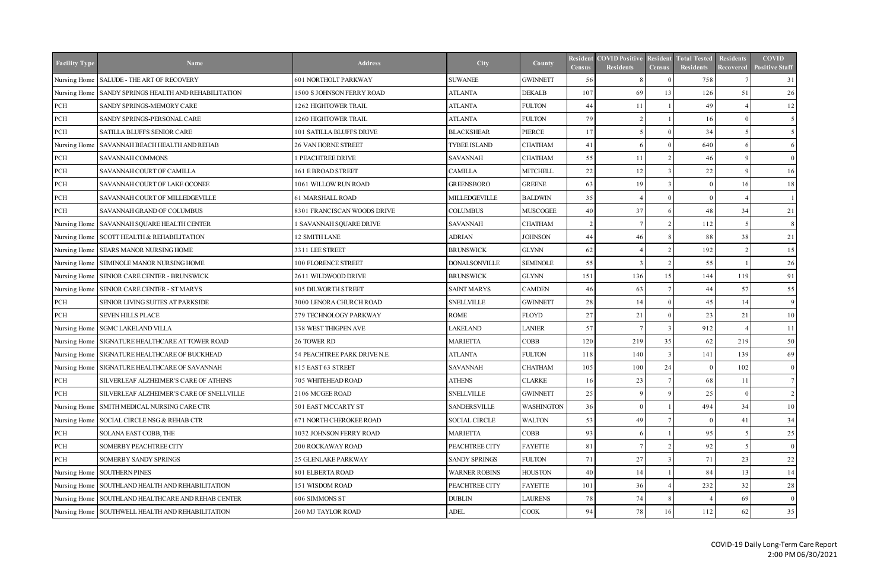| Facility Type | Name | Address | City | County | Resident Census | COVID Positive Residents | Resident Census | Total Tested Residents | Residents Recovered | COVID Positive Staff |
|---|---|---|---|---|---|---|---|---|---|---|
| Nursing Home | SALUDE - THE ART OF RECOVERY | 601 NORTHOLT PARKWAY | SUWANEE | GWINNETT | 56 | 8 | 0 | 758 | 7 | 31 |
| Nursing Home | SANDY SPRINGS HEALTH AND REHABILITATION | 1500 S JOHNSON FERRY ROAD | ATLANTA | DEKALB | 107 | 69 | 13 | 126 | 51 | 26 |
| PCH | SANDY SPRINGS-MEMORY CARE | 1262 HIGHTOWER TRAIL | ATLANTA | FULTON | 44 | 11 | 1 | 49 | 4 | 12 |
| PCH | SANDY SPRINGS-PERSONAL CARE | 1260 HIGHTOWER TRAIL | ATLANTA | FULTON | 79 | 2 | 1 | 16 | 0 | 5 |
| PCH | SATILLA BLUFFS SENIOR CARE | 101 SATILLA BLUFFS DRIVE | BLACKSHEAR | PIERCE | 17 | 5 | 0 | 34 | 5 | 5 |
| Nursing Home | SAVANNAH BEACH HEALTH AND REHAB | 26 VAN HORNE STREET | TYBEE ISLAND | CHATHAM | 41 | 6 | 0 | 640 | 6 | 6 |
| PCH | SAVANNAH COMMONS | 1 PEACHTREE DRIVE | SAVANNAH | CHATHAM | 55 | 11 | 2 | 46 | 9 | 0 |
| PCH | SAVANNAH COURT OF CAMILLA | 161 E BROAD STREET | CAMILLA | MITCHELL | 22 | 12 | 3 | 22 | 9 | 16 |
| PCH | SAVANNAH COURT OF LAKE OCONEE | 1061 WILLOW RUN ROAD | GREENSBORO | GREENE | 63 | 19 | 3 | 0 | 16 | 18 |
| PCH | SAVANNAH COURT OF MILLEDGEVILLE | 61 MARSHALL ROAD | MILLEDGEVILLE | BALDWIN | 35 | 4 | 0 | 0 | 4 | 1 |
| PCH | SAVANNAH GRAND OF COLUMBUS | 8301 FRANCISCAN WOODS DRIVE | COLUMBUS | MUSCOGEE | 40 | 37 | 6 | 48 | 34 | 21 |
| Nursing Home | SAVANNAH SQUARE HEALTH CENTER | 1 SAVANNAH SQUARE DRIVE | SAVANNAH | CHATHAM | 2 | 7 | 2 | 112 | 5 | 8 |
| Nursing Home | SCOTT HEALTH & REHABILITATION | 12 SMITH LANE | ADRIAN | JOHNSON | 44 | 46 | 8 | 88 | 38 | 21 |
| Nursing Home | SEARS MANOR NURSING HOME | 3311 LEE STREET | BRUNSWICK | GLYNN | 62 | 4 | 2 | 192 | 2 | 15 |
| Nursing Home | SEMINOLE MANOR NURSING HOME | 100 FLORENCE STREET | DONALSONVILLE | SEMINOLE | 55 | 3 | 2 | 55 | 1 | 26 |
| Nursing Home | SENIOR CARE CENTER - BRUNSWICK | 2611 WILDWOOD DRIVE | BRUNSWICK | GLYNN | 151 | 136 | 15 | 144 | 119 | 91 |
| Nursing Home | SENIOR CARE CENTER - ST MARYS | 805 DILWORTH STREET | SAINT MARYS | CAMDEN | 46 | 63 | 7 | 44 | 57 | 55 |
| PCH | SENIOR LIVING SUITES AT PARKSIDE | 3000 LENORA CHURCH ROAD | SNELLVILLE | GWINNETT | 28 | 14 | 0 | 45 | 14 | 9 |
| PCH | SEVEN HILLS PLACE | 279 TECHNOLOGY PARKWAY | ROME | FLOYD | 27 | 21 | 0 | 23 | 21 | 10 |
| Nursing Home | SGMC LAKELAND VILLA | 138 WEST THIGPEN AVE | LAKELAND | LANIER | 57 | 7 | 3 | 912 | 4 | 11 |
| Nursing Home | SIGNATURE HEALTHCARE AT TOWER ROAD | 26 TOWER RD | MARIETTA | COBB | 120 | 219 | 35 | 62 | 219 | 50 |
| Nursing Home | SIGNATURE HEALTHCARE OF BUCKHEAD | 54 PEACHTREE PARK DRIVE N.E. | ATLANTA | FULTON | 118 | 140 | 3 | 141 | 139 | 69 |
| Nursing Home | SIGNATURE HEALTHCARE OF SAVANNAH | 815 EAST 63 STREET | SAVANNAH | CHATHAM | 105 | 100 | 24 | 0 | 102 | 0 |
| PCH | SILVERLEAF ALZHEIMER'S CARE OF ATHENS | 705 WHITEHEAD ROAD | ATHENS | CLARKE | 16 | 23 | 7 | 68 | 11 | 7 |
| PCH | SILVERLEAF ALZHEIMER'S CARE OF SNELLVILLE | 2106 MCGEE ROAD | SNELLVILLE | GWINNETT | 25 | 9 | 9 | 25 | 0 | 2 |
| Nursing Home | SMITH MEDICAL NURSING CARE CTR | 501 EAST MCCARTY ST | SANDERSVILLE | WASHINGTON | 36 | 0 | 1 | 494 | 34 | 10 |
| Nursing Home | SOCIAL CIRCLE NSG & REHAB CTR | 671 NORTH CHEROKEE ROAD | SOCIAL CIRCLE | WALTON | 53 | 49 | 7 | 0 | 41 | 34 |
| PCH | SOLANA EAST COBB, THE | 1032 JOHNSON FERRY ROAD | MARIETTA | COBB | 93 | 6 | 1 | 95 | 5 | 25 |
| PCH | SOMERBY PEACHTREE CITY | 200 ROCKAWAY ROAD | PEACHTREE CITY | FAYETTE | 81 | 7 | 2 | 92 | 5 | 0 |
| PCH | SOMERBY SANDY SPRINGS | 25 GLENLAKE PARKWAY | SANDY SPRINGS | FULTON | 71 | 27 | 3 | 71 | 23 | 22 |
| Nursing Home | SOUTHERN PINES | 801 ELBERTA ROAD | WARNER ROBINS | HOUSTON | 40 | 14 | 1 | 84 | 13 | 14 |
| Nursing Home | SOUTHLAND HEALTH AND REHABILITATION | 151 WISDOM ROAD | PEACHTREE CITY | FAYETTE | 101 | 36 | 4 | 232 | 32 | 28 |
| Nursing Home | SOUTHLAND HEALTHCARE AND REHAB CENTER | 606 SIMMONS ST | DUBLIN | LAURENS | 78 | 74 | 8 | 4 | 69 | 0 |
| Nursing Home | SOUTHWELL HEALTH AND REHABILITATION | 260 MJ TAYLOR ROAD | ADEL | COOK | 94 | 78 | 16 | 112 | 62 | 35 |

COVID-19 Daily Long-Term Care Report
2:00 PM 06/30/2021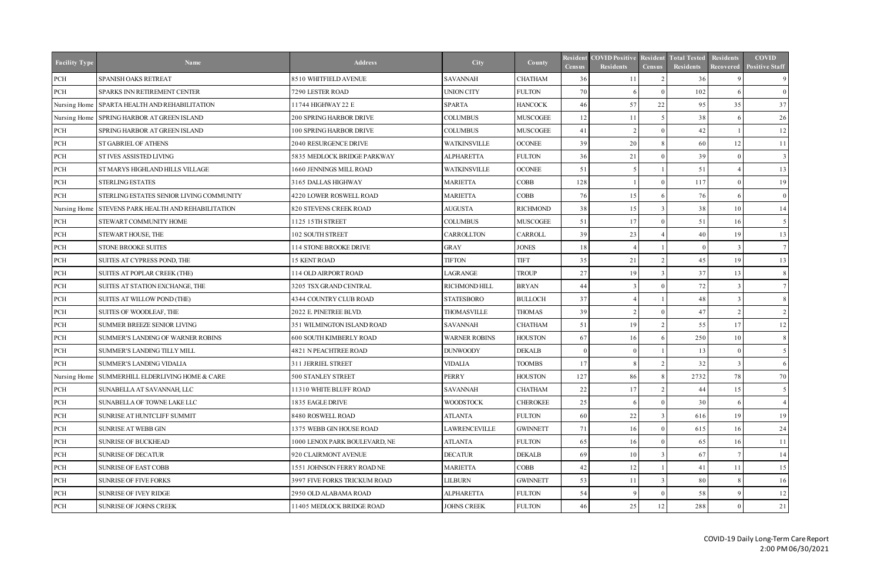| Facility Type | Name | Address | City | County | Resident Census | COVID Positive Residents | Resident Census | Total Tested Residents | Residents Recovered | COVID Positive Staff |
|---|---|---|---|---|---|---|---|---|---|---|
| PCH | SPANISH OAKS RETREAT | 8510 WHITFIELD AVENUE | SAVANNAH | CHATHAM | 36 | 11 | 2 | 36 | 9 | 9 |
| PCH | SPARKS INN RETIREMENT CENTER | 7290 LESTER ROAD | UNION CITY | FULTON | 70 | 6 | 0 | 102 | 6 | 0 |
| Nursing Home | SPARTA HEALTH AND REHABILITATION | 11744 HIGHWAY 22 E | SPARTA | HANCOCK | 46 | 57 | 22 | 95 | 35 | 37 |
| Nursing Home | SPRING HARBOR AT GREEN ISLAND | 200 SPRING HARBOR DRIVE | COLUMBUS | MUSCOGEE | 12 | 11 | 5 | 38 | 6 | 26 |
| PCH | SPRING HARBOR AT GREEN ISLAND | 100 SPRING HARBOR DRIVE | COLUMBUS | MUSCOGEE | 41 | 2 | 0 | 42 | 1 | 12 |
| PCH | ST GABRIEL OF ATHENS | 2040 RESURGENCE DRIVE | WATKINSVILLE | OCONEE | 39 | 20 | 8 | 60 | 12 | 11 |
| PCH | ST IVES ASSISTED LIVING | 5835 MEDLOCK BRIDGE PARKWAY | ALPHARETTA | FULTON | 36 | 21 | 0 | 39 | 0 | 3 |
| PCH | ST MARYS HIGHLAND HILLS VILLAGE | 1660 JENNINGS MILL ROAD | WATKINSVILLE | OCONEE | 51 | 5 | 1 | 51 | 4 | 13 |
| PCH | STERLING ESTATES | 3165 DALLAS HIGHWAY | MARIETTA | COBB | 128 | 1 | 0 | 117 | 0 | 19 |
| PCH | STERLING ESTATES SENIOR LIVING COMMUNITY | 4220 LOWER ROSWELL ROAD | MARIETTA | COBB | 76 | 15 | 6 | 76 | 6 | 0 |
| Nursing Home | STEVENS PARK HEALTH AND REHABILITATION | 820 STEVENS CREEK ROAD | AUGUSTA | RICHMOND | 38 | 15 | 3 | 38 | 10 | 14 |
| PCH | STEWART COMMUNITY HOME | 1125 15TH STREET | COLUMBUS | MUSCOGEE | 51 | 17 | 0 | 51 | 16 | 5 |
| PCH | STEWART HOUSE, THE | 102 SOUTH STREET | CARROLLTON | CARROLL | 39 | 23 | 4 | 40 | 19 | 13 |
| PCH | STONE BROOKE SUITES | 114 STONE BROOKE DRIVE | GRAY | JONES | 18 | 4 | 1 | 0 | 3 | 7 |
| PCH | SUITES AT CYPRESS POND, THE | 15 KENT ROAD | TIFTON | TIFT | 35 | 21 | 2 | 45 | 19 | 13 |
| PCH | SUITES AT POPLAR CREEK (THE) | 114 OLD AIRPORT ROAD | LAGRANGE | TROUP | 27 | 19 | 3 | 37 | 13 | 8 |
| PCH | SUITES AT STATION EXCHANGE, THE | 3205 TSX GRAND CENTRAL | RICHMOND HILL | BRYAN | 44 | 3 | 0 | 72 | 3 | 7 |
| PCH | SUITES AT WILLOW POND (THE) | 4344 COUNTRY CLUB ROAD | STATESBORO | BULLOCH | 37 | 4 | 1 | 48 | 3 | 8 |
| PCH | SUITES OF WOODLEAF, THE | 2022 E. PINETREE BLVD. | THOMASVILLE | THOMAS | 39 | 2 | 0 | 47 | 2 | 2 |
| PCH | SUMMER BREEZE SENIOR LIVING | 351 WILMINGTON ISLAND ROAD | SAVANNAH | CHATHAM | 51 | 19 | 2 | 55 | 17 | 12 |
| PCH | SUMMER'S LANDING OF WARNER ROBINS | 600 SOUTH KIMBERLY ROAD | WARNER ROBINS | HOUSTON | 67 | 16 | 6 | 250 | 10 | 8 |
| PCH | SUMMER'S LANDING TILLY MILL | 4821 N PEACHTREE ROAD | DUNWOODY | DEKALB | 0 | 0 | 1 | 13 | 0 | 5 |
| PCH | SUMMER'S LANDING VIDALIA | 311 JERRIEL STREET | VIDALIA | TOOMBS | 17 | 8 | 2 | 32 | 3 | 6 |
| Nursing Home | SUMMERHILL ELDERLIVING HOME & CARE | 500 STANLEY STREET | PERRY | HOUSTON | 127 | 86 | 8 | 2732 | 78 | 70 |
| PCH | SUNABELLA AT SAVANNAH, LLC | 11310 WHITE BLUFF ROAD | SAVANNAH | CHATHAM | 22 | 17 | 2 | 44 | 15 | 5 |
| PCH | SUNABELLA OF TOWNE LAKE LLC | 1835 EAGLE DRIVE | WOODSTOCK | CHEROKEE | 25 | 6 | 0 | 30 | 6 | 4 |
| PCH | SUNRISE AT HUNTCLIFF SUMMIT | 8480 ROSWELL ROAD | ATLANTA | FULTON | 60 | 22 | 3 | 616 | 19 | 19 |
| PCH | SUNRISE AT WEBB GIN | 1375 WEBB GIN HOUSE ROAD | LAWRENCEVILLE | GWINNETT | 71 | 16 | 0 | 615 | 16 | 24 |
| PCH | SUNRISE OF BUCKHEAD | 1000 LENOX PARK BOULEVARD, NE | ATLANTA | FULTON | 65 | 16 | 0 | 65 | 16 | 11 |
| PCH | SUNRISE OF DECATUR | 920 CLAIRMONT AVENUE | DECATUR | DEKALB | 69 | 10 | 3 | 67 | 7 | 14 |
| PCH | SUNRISE OF EAST COBB | 1551 JOHNSON FERRY ROAD NE | MARIETTA | COBB | 42 | 12 | 1 | 41 | 11 | 15 |
| PCH | SUNRISE OF FIVE FORKS | 3997 FIVE FORKS TRICKUM ROAD | LILBURN | GWINNETT | 53 | 11 | 3 | 80 | 8 | 16 |
| PCH | SUNRISE OF IVEY RIDGE | 2950 OLD ALABAMA ROAD | ALPHARETTA | FULTON | 54 | 9 | 0 | 58 | 9 | 12 |
| PCH | SUNRISE OF JOHNS CREEK | 11405 MEDLOCK BRIDGE ROAD | JOHNS CREEK | FULTON | 46 | 25 | 12 | 288 | 0 | 21 |

COVID-19 Daily Long-Term Care Report
2:00 PM 06/30/2021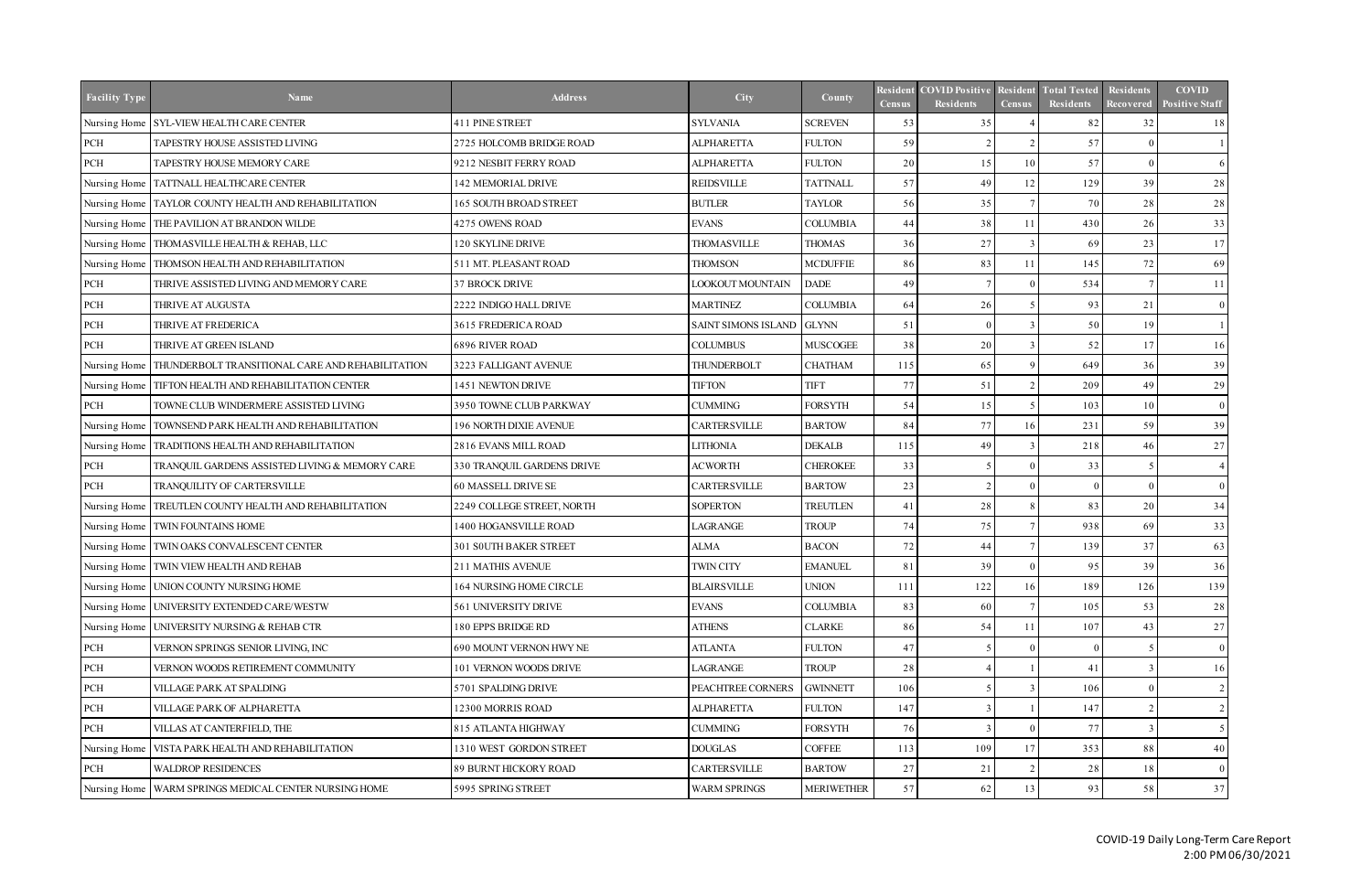| Facility Type | Name | Address | City | County | Resident Census | COVID Positive Residents | Resident Census | Total Tested Residents | Residents Recovered | COVID Positive Staff |
|---|---|---|---|---|---|---|---|---|---|---|
| Nursing Home | SYL-VIEW HEALTH CARE CENTER | 411 PINE STREET | SYLVANIA | SCREVEN | 53 | 35 | 4 | 82 | 32 | 18 |
| PCH | TAPESTRY HOUSE ASSISTED LIVING | 2725 HOLCOMB BRIDGE ROAD | ALPHARETTA | FULTON | 59 | 2 | 2 | 57 | 0 | 1 |
| PCH | TAPESTRY HOUSE MEMORY CARE | 9212 NESBIT FERRY ROAD | ALPHARETTA | FULTON | 20 | 15 | 10 | 57 | 0 | 6 |
| Nursing Home | TATTNALL HEALTHCARE CENTER | 142 MEMORIAL DRIVE | REIDSVILLE | TATTNALL | 57 | 49 | 12 | 129 | 39 | 28 |
| Nursing Home | TAYLOR COUNTY HEALTH AND REHABILITATION | 165 SOUTH BROAD STREET | BUTLER | TAYLOR | 56 | 35 | 7 | 70 | 28 | 28 |
| Nursing Home | THE PAVILION AT BRANDON WILDE | 4275 OWENS ROAD | EVANS | COLUMBIA | 44 | 38 | 11 | 430 | 26 | 33 |
| Nursing Home | THOMASVILLE HEALTH & REHAB, LLC | 120 SKYLINE DRIVE | THOMASVILLE | THOMAS | 36 | 27 | 3 | 69 | 23 | 17 |
| Nursing Home | THOMSON HEALTH AND REHABILITATION | 511 MT. PLEASANT ROAD | THOMSON | MCDUFFIE | 86 | 83 | 11 | 145 | 72 | 69 |
| PCH | THRIVE ASSISTED LIVING AND MEMORY CARE | 37 BROCK DRIVE | LOOKOUT MOUNTAIN | DADE | 49 | 7 | 0 | 534 | 7 | 11 |
| PCH | THRIVE AT AUGUSTA | 2222 INDIGO HALL DRIVE | MARTINEZ | COLUMBIA | 64 | 26 | 5 | 93 | 21 | 0 |
| PCH | THRIVE AT FREDERICA | 3615 FREDERICA ROAD | SAINT SIMONS ISLAND | GLYNN | 51 | 0 | 3 | 50 | 19 | 1 |
| PCH | THRIVE AT GREEN ISLAND | 6896 RIVER ROAD | COLUMBUS | MUSCOGEE | 38 | 20 | 3 | 52 | 17 | 16 |
| Nursing Home | THUNDERBOLT TRANSITIONAL CARE AND REHABILITATION | 3223 FALLIGANT AVENUE | THUNDERBOLT | CHATHAM | 115 | 65 | 9 | 649 | 36 | 39 |
| Nursing Home | TIFTON HEALTH AND REHABILITATION CENTER | 1451 NEWTON DRIVE | TIFTON | TIFT | 77 | 51 | 2 | 209 | 49 | 29 |
| PCH | TOWNE CLUB WINDERMERE ASSISTED LIVING | 3950 TOWNE CLUB PARKWAY | CUMMING | FORSYTH | 54 | 15 | 5 | 103 | 10 | 0 |
| Nursing Home | TOWNSEND PARK HEALTH AND REHABILITATION | 196 NORTH DIXIE AVENUE | CARTERSVILLE | BARTOW | 84 | 77 | 16 | 231 | 59 | 39 |
| Nursing Home | TRADITIONS HEALTH AND REHABILITATION | 2816 EVANS MILL ROAD | LITHONIA | DEKALB | 115 | 49 | 3 | 218 | 46 | 27 |
| PCH | TRANQUIL GARDENS ASSISTED LIVING & MEMORY CARE | 330 TRANQUIL GARDENS DRIVE | ACWORTH | CHEROKEE | 33 | 5 | 0 | 33 | 5 | 4 |
| PCH | TRANQUILITY OF CARTERSVILLE | 60 MASSELL DRIVE SE | CARTERSVILLE | BARTOW | 23 | 2 | 0 | 0 | 0 | 0 |
| Nursing Home | TREUTLEN COUNTY HEALTH AND REHABILITATION | 2249 COLLEGE STREET, NORTH | SOPERTON | TREUTLEN | 41 | 28 | 8 | 83 | 20 | 34 |
| Nursing Home | TWIN FOUNTAINS HOME | 1400 HOGANSVILLE ROAD | LAGRANGE | TROUP | 74 | 75 | 7 | 938 | 69 | 33 |
| Nursing Home | TWIN OAKS CONVALESCENT CENTER | 301 S0UTH BAKER STREET | ALMA | BACON | 72 | 44 | 7 | 139 | 37 | 63 |
| Nursing Home | TWIN VIEW HEALTH AND REHAB | 211 MATHIS AVENUE | TWIN CITY | EMANUEL | 81 | 39 | 0 | 95 | 39 | 36 |
| Nursing Home | UNION COUNTY NURSING HOME | 164 NURSING HOME CIRCLE | BLAIRSVILLE | UNION | 111 | 122 | 16 | 189 | 126 | 139 |
| Nursing Home | UNIVERSITY EXTENDED CARE/WESTW | 561 UNIVERSITY DRIVE | EVANS | COLUMBIA | 83 | 60 | 7 | 105 | 53 | 28 |
| Nursing Home | UNIVERSITY NURSING & REHAB CTR | 180 EPPS BRIDGE RD | ATHENS | CLARKE | 86 | 54 | 11 | 107 | 43 | 27 |
| PCH | VERNON SPRINGS SENIOR LIVING, INC | 690 MOUNT VERNON HWY NE | ATLANTA | FULTON | 47 | 5 | 0 | 0 | 5 | 0 |
| PCH | VERNON WOODS RETIREMENT COMMUNITY | 101 VERNON WOODS DRIVE | LAGRANGE | TROUP | 28 | 4 | 1 | 41 | 3 | 16 |
| PCH | VILLAGE PARK AT SPALDING | 5701 SPALDING DRIVE | PEACHTREE CORNERS | GWINNETT | 106 | 5 | 3 | 106 | 0 | 2 |
| PCH | VILLAGE PARK OF ALPHARETTA | 12300 MORRIS ROAD | ALPHARETTA | FULTON | 147 | 3 | 1 | 147 | 2 | 2 |
| PCH | VILLAS AT CANTERFIELD, THE | 815 ATLANTA HIGHWAY | CUMMING | FORSYTH | 76 | 3 | 0 | 77 | 3 | 5 |
| Nursing Home | VISTA PARK HEALTH AND REHABILITATION | 1310 WEST GORDON STREET | DOUGLAS | COFFEE | 113 | 109 | 17 | 353 | 88 | 40 |
| PCH | WALDROP RESIDENCES | 89 BURNT HICKORY ROAD | CARTERSVILLE | BARTOW | 27 | 21 | 2 | 28 | 18 | 0 |
| Nursing Home | WARM SPRINGS MEDICAL CENTER NURSING HOME | 5995 SPRING STREET | WARM SPRINGS | MERIWETHER | 57 | 62 | 13 | 93 | 58 | 37 |

COVID-19 Daily Long-Term Care Report
2:00 PM 06/30/2021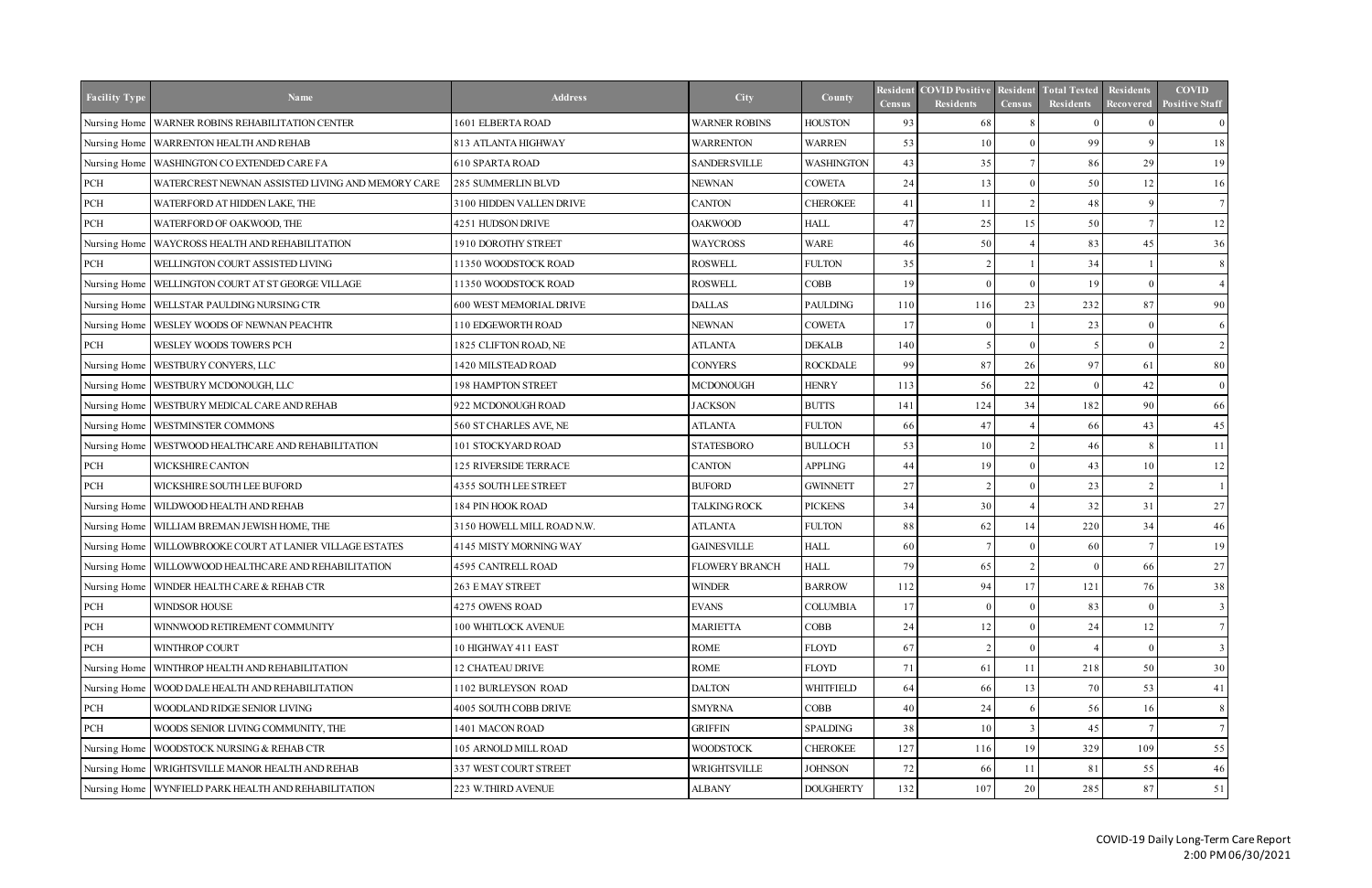| Facility Type | Name | Address | City | County | Resident Census | COVID Positive Residents | Resident Census | Total Tested Residents | Residents Recovered | COVID Positive Staff |
|---|---|---|---|---|---|---|---|---|---|---|
| Nursing Home | WARNER ROBINS REHABILITATION CENTER | 1601 ELBERTA ROAD | WARNER ROBINS | HOUSTON | 93 | 68 | 8 | 0 | 0 | 0 |
| Nursing Home | WARRENTON HEALTH AND REHAB | 813 ATLANTA HIGHWAY | WARRENTON | WARREN | 53 | 10 | 0 | 99 | 9 | 18 |
| Nursing Home | WASHINGTON CO EXTENDED CARE FA | 610 SPARTA ROAD | SANDERSVILLE | WASHINGTON | 43 | 35 | 7 | 86 | 29 | 19 |
| PCH | WATERCREST NEWNAN ASSISTED LIVING AND MEMORY CARE | 285 SUMMERLIN BLVD | NEWNAN | COWETA | 24 | 13 | 0 | 50 | 12 | 16 |
| PCH | WATERFORD AT HIDDEN LAKE, THE | 3100 HIDDEN VALLEN DRIVE | CANTON | CHEROKEE | 41 | 11 | 2 | 48 | 9 | 7 |
| PCH | WATERFORD OF OAKWOOD, THE | 4251 HUDSON DRIVE | OAKWOOD | HALL | 47 | 25 | 15 | 50 | 7 | 12 |
| Nursing Home | WAYCROSS HEALTH AND REHABILITATION | 1910 DOROTHY STREET | WAYCROSS | WARE | 46 | 50 | 4 | 83 | 45 | 36 |
| PCH | WELLINGTON COURT ASSISTED LIVING | 11350 WOODSTOCK ROAD | ROSWELL | FULTON | 35 | 2 | 1 | 34 | 1 | 8 |
| Nursing Home | WELLINGTON COURT AT ST GEORGE VILLAGE | 11350 WOODSTOCK ROAD | ROSWELL | COBB | 19 | 0 | 0 | 19 | 0 | 4 |
| Nursing Home | WELLSTAR PAULDING NURSING CTR | 600 WEST MEMORIAL DRIVE | DALLAS | PAULDING | 110 | 116 | 23 | 232 | 87 | 90 |
| Nursing Home | WESLEY WOODS OF NEWNAN PEACHTR | 110 EDGEWORTH ROAD | NEWNAN | COWETA | 17 | 0 | 1 | 23 | 0 | 6 |
| PCH | WESLEY WOODS TOWERS PCH | 1825 CLIFTON ROAD, NE | ATLANTA | DEKALB | 140 | 5 | 0 | 5 | 0 | 2 |
| Nursing Home | WESTBURY CONYERS, LLC | 1420 MILSTEAD ROAD | CONYERS | ROCKDALE | 99 | 87 | 26 | 97 | 61 | 80 |
| Nursing Home | WESTBURY MCDONOUGH, LLC | 198 HAMPTON STREET | MCDONOUGH | HENRY | 113 | 56 | 22 | 0 | 42 | 0 |
| Nursing Home | WESTBURY MEDICAL CARE AND REHAB | 922 MCDONOUGH ROAD | JACKSON | BUTTS | 141 | 124 | 34 | 182 | 90 | 66 |
| Nursing Home | WESTMINSTER COMMONS | 560 ST CHARLES AVE, NE | ATLANTA | FULTON | 66 | 47 | 4 | 66 | 43 | 45 |
| Nursing Home | WESTWOOD HEALTHCARE AND REHABILITATION | 101 STOCKYARD ROAD | STATESBORO | BULLOCH | 53 | 10 | 2 | 46 | 8 | 11 |
| PCH | WICKSHIRE CANTON | 125 RIVERSIDE TERRACE | CANTON | APPLING | 44 | 19 | 0 | 43 | 10 | 12 |
| PCH | WICKSHIRE SOUTH LEE BUFORD | 4355 SOUTH LEE STREET | BUFORD | GWINNETT | 27 | 2 | 0 | 23 | 2 | 1 |
| Nursing Home | WILDWOOD HEALTH AND REHAB | 184 PIN HOOK ROAD | TALKING ROCK | PICKENS | 34 | 30 | 4 | 32 | 31 | 27 |
| Nursing Home | WILLIAM BREMAN JEWISH HOME, THE | 3150 HOWELL MILL ROAD N.W. | ATLANTA | FULTON | 88 | 62 | 14 | 220 | 34 | 46 |
| Nursing Home | WILLOWBROOKE COURT AT LANIER VILLAGE ESTATES | 4145 MISTY MORNING WAY | GAINESVILLE | HALL | 60 | 7 | 0 | 60 | 7 | 19 |
| Nursing Home | WILLOWWOOD HEALTHCARE AND REHABILITATION | 4595 CANTRELL ROAD | FLOWERY BRANCH | HALL | 79 | 65 | 2 | 0 | 66 | 27 |
| Nursing Home | WINDER HEALTH CARE & REHAB CTR | 263 E MAY STREET | WINDER | BARROW | 112 | 94 | 17 | 121 | 76 | 38 |
| PCH | WINDSOR HOUSE | 4275 OWENS ROAD | EVANS | COLUMBIA | 17 | 0 | 0 | 83 | 0 | 3 |
| PCH | WINNWOOD RETIREMENT COMMUNITY | 100 WHITLOCK AVENUE | MARIETTA | COBB | 24 | 12 | 0 | 24 | 12 | 7 |
| PCH | WINTHROP COURT | 10 HIGHWAY 411 EAST | ROME | FLOYD | 67 | 2 | 0 | 4 | 0 | 3 |
| Nursing Home | WINTHROP HEALTH AND REHABILITATION | 12 CHATEAU DRIVE | ROME | FLOYD | 71 | 61 | 11 | 218 | 50 | 30 |
| Nursing Home | WOOD DALE HEALTH AND REHABILITATION | 1102 BURLEYSON ROAD | DALTON | WHITFIELD | 64 | 66 | 13 | 70 | 53 | 41 |
| PCH | WOODLAND RIDGE SENIOR LIVING | 4005 SOUTH COBB DRIVE | SMYRNA | COBB | 40 | 24 | 6 | 56 | 16 | 8 |
| PCH | WOODS SENIOR LIVING COMMUNITY, THE | 1401 MACON ROAD | GRIFFIN | SPALDING | 38 | 10 | 3 | 45 | 7 | 7 |
| Nursing Home | WOODSTOCK NURSING & REHAB CTR | 105 ARNOLD MILL ROAD | WOODSTOCK | CHEROKEE | 127 | 116 | 19 | 329 | 109 | 55 |
| Nursing Home | WRIGHTSVILLE MANOR HEALTH AND REHAB | 337 WEST COURT STREET | WRIGHTSVILLE | JOHNSON | 72 | 66 | 11 | 81 | 55 | 46 |
| Nursing Home | WYNFIELD PARK HEALTH AND REHABILITATION | 223 W.THIRD AVENUE | ALBANY | DOUGHERTY | 132 | 107 | 20 | 285 | 87 | 51 |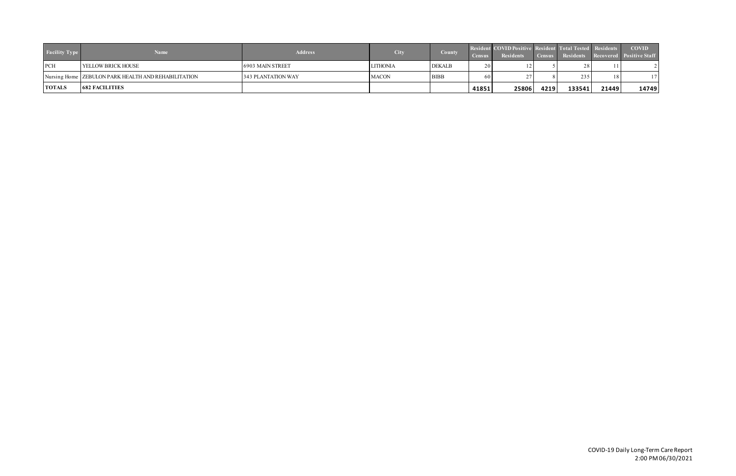| Facility Type | Name | Address | City | County | Resident Census | COVID Positive Residents | Resident Census | Total Tested Residents | Residents Recovered | COVID Positive Staff |
|---|---|---|---|---|---|---|---|---|---|---|
| PCH | YELLOW BRICK HOUSE | 6903 MAIN STREET | LITHONIA | DEKALB | 20 | 12 | 5 | 28 | 11 | 2 |
| Nursing Home | ZEBULON PARK HEALTH AND REHABILITATION | 343 PLANTATION WAY | MACON | BIBB | 60 | 27 | 8 | 235 | 18 | 17 |
| **TOTALS** | **682 FACILITIES** | | | | **41851** | **25806** | **4219** | **133541** | **21449** | **14749** |

COVID-19 Daily Long-Term Care Report
2:00 PM 06/30/2021